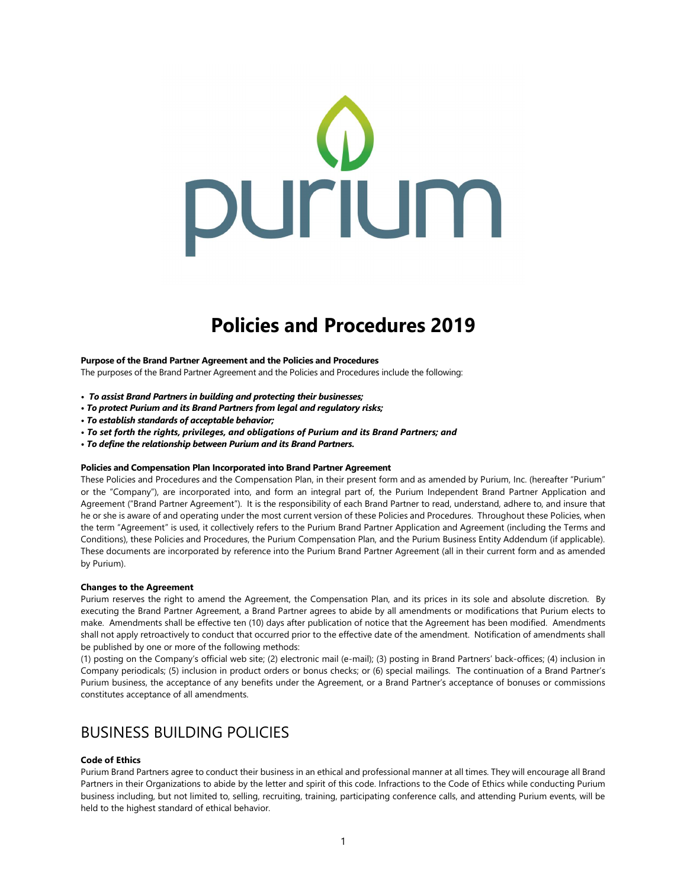# Policies and Procedures 2019

**Purpose of the Brand Partner Agreement and the Policies and Procedures**

The purposes of the Brand Partner Agreement and the Policies and Procedures include the following:

- ***To assist Brand Partners in building and protecting their businesses;***
- ***To protect Purium and its Brand Partners from legal and regulatory risks;***
- ***To establish standards of acceptable behavior;***
- ***To set forth the rights, privileges, and obligations of Purium and its Brand Partners; and***
- ***To define the relationship between Purium and its Brand Partners.***

**Policies and Compensation Plan Incorporated into Brand Partner Agreement**

These Policies and Procedures and the Compensation Plan, in their present form and as amended by Purium, Inc. (hereafter "Purium" or the "Company"), are incorporated into, and form an integral part of, the Purium Independent Brand Partner Application and Agreement ("Brand Partner Agreement"). It is the responsibility of each Brand Partner to read, understand, adhere to, and insure that he or she is aware of and operating under the most current version of these Policies and Procedures. Throughout these Policies, when the term "Agreement" is used, it collectively refers to the Purium Brand Partner Application and Agreement (including the Terms and Conditions), these Policies and Procedures, the Purium Compensation Plan, and the Purium Business Entity Addendum (if applicable). These documents are incorporated by reference into the Purium Brand Partner Agreement (all in their current form and as amended by Purium).

**Changes to the Agreement**

Purium reserves the right to amend the Agreement, the Compensation Plan, and its prices in its sole and absolute discretion. By executing the Brand Partner Agreement, a Brand Partner agrees to abide by all amendments or modifications that Purium elects to make. Amendments shall be effective ten (10) days after publication of notice that the Agreement has been modified. Amendments shall not apply retroactively to conduct that occurred prior to the effective date of the amendment. Notification of amendments shall be published by one or more of the following methods:

(1) posting on the Company's official web site; (2) electronic mail (e-mail); (3) posting in Brand Partners' back-offices; (4) inclusion in Company periodicals; (5) inclusion in product orders or bonus checks; or (6) special mailings. The continuation of a Brand Partner's Purium business, the acceptance of any benefits under the Agreement, or a Brand Partner's acceptance of bonuses or commissions constitutes acceptance of all amendments.

## BUSINESS BUILDING POLICIES

**Code of Ethics**

Purium Brand Partners agree to conduct their business in an ethical and professional manner at all times. They will encourage all Brand Partners in their Organizations to abide by the letter and spirit of this code. Infractions to the Code of Ethics while conducting Purium business including, but not limited to, selling, recruiting, training, participating conference calls, and attending Purium events, will be held to the highest standard of ethical behavior.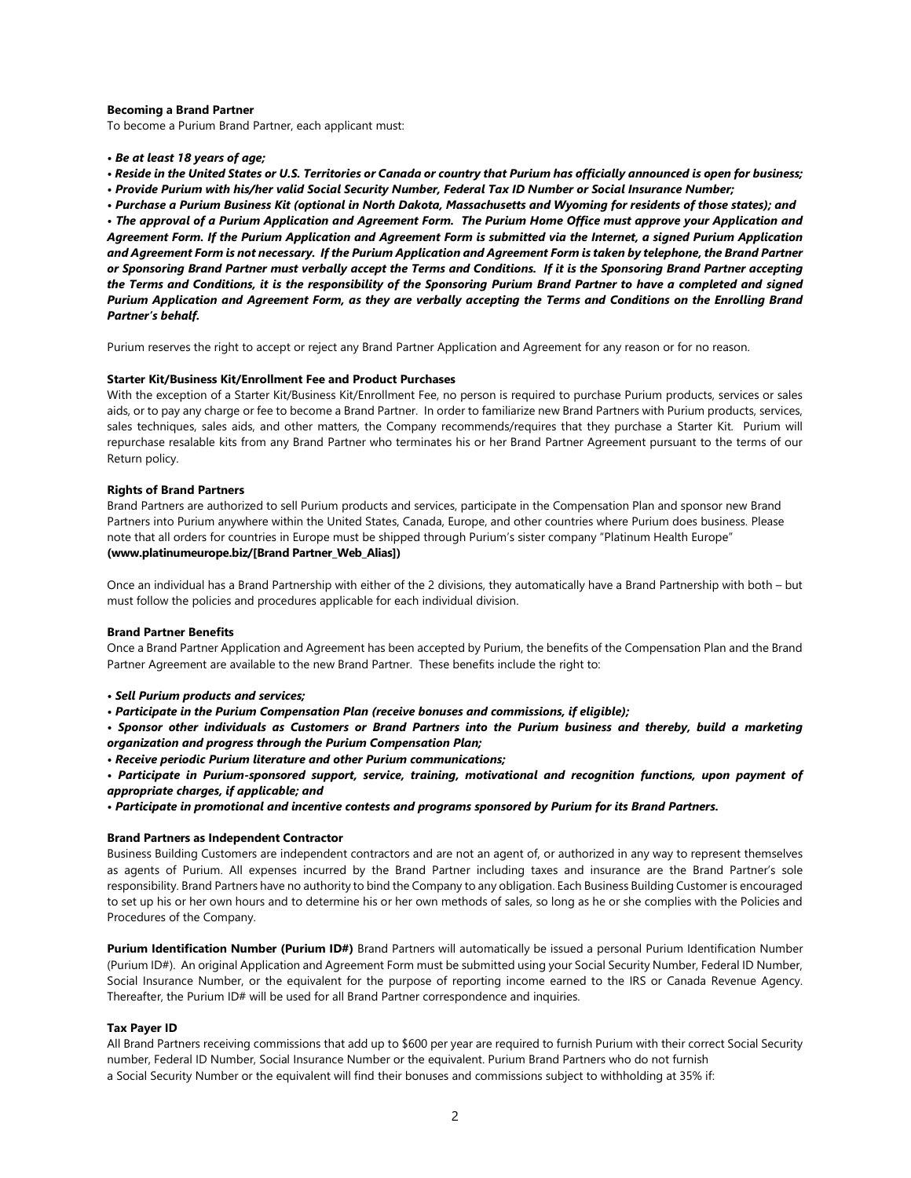**Becoming a Brand Partner**

To become a Purium Brand Partner, each applicant must:

- ***Be at least 18 years of age;***
- ***Reside in the United States or U.S. Territories or Canada or country that Purium has officially announced is open for business;***
- ***Provide Purium with his/her valid Social Security Number, Federal Tax ID Number or Social Insurance Number;***
- ***Purchase a Purium Business Kit (optional in North Dakota, Massachusetts and Wyoming for residents of those states); and***
- ***The approval of a Purium Application and Agreement Form. The Purium Home Office must approve your Application and Agreement Form. If the Purium Application and Agreement Form is submitted via the Internet, a signed Purium Application and Agreement Form is not necessary. If the Purium Application and Agreement Form is taken by telephone, the Brand Partner or Sponsoring Brand Partner must verbally accept the Terms and Conditions. If it is the Sponsoring Brand Partner accepting the Terms and Conditions, it is the responsibility of the Sponsoring Purium Brand Partner to have a completed and signed Purium Application and Agreement Form, as they are verbally accepting the Terms and Conditions on the Enrolling Brand Partner's behalf.***

Purium reserves the right to accept or reject any Brand Partner Application and Agreement for any reason or for no reason.

**Starter Kit/Business Kit/Enrollment Fee and Product Purchases**

With the exception of a Starter Kit/Business Kit/Enrollment Fee, no person is required to purchase Purium products, services or sales aids, or to pay any charge or fee to become a Brand Partner. In order to familiarize new Brand Partners with Purium products, services, sales techniques, sales aids, and other matters, the Company recommends/requires that they purchase a Starter Kit. Purium will repurchase resalable kits from any Brand Partner who terminates his or her Brand Partner Agreement pursuant to the terms of our Return policy.

**Rights of Brand Partners**

Brand Partners are authorized to sell Purium products and services, participate in the Compensation Plan and sponsor new Brand Partners into Purium anywhere within the United States, Canada, Europe, and other countries where Purium does business. Please note that all orders for countries in Europe must be shipped through Purium's sister company "Platinum Health Europe" **(www.platinumeurope.biz/[Brand Partner_Web_Alias])**

Once an individual has a Brand Partnership with either of the 2 divisions, they automatically have a Brand Partnership with both – but must follow the policies and procedures applicable for each individual division.

**Brand Partner Benefits**

Once a Brand Partner Application and Agreement has been accepted by Purium, the benefits of the Compensation Plan and the Brand Partner Agreement are available to the new Brand Partner. These benefits include the right to:

- ***Sell Purium products and services;***
- ***Participate in the Purium Compensation Plan (receive bonuses and commissions, if eligible);***
- ***Sponsor other individuals as Customers or Brand Partners into the Purium business and thereby, build a marketing organization and progress through the Purium Compensation Plan;***
- ***Receive periodic Purium literature and other Purium communications;***
- ***Participate in Purium-sponsored support, service, training, motivational and recognition functions, upon payment of appropriate charges, if applicable; and***
- ***Participate in promotional and incentive contests and programs sponsored by Purium for its Brand Partners.***

**Brand Partners as Independent Contractor**

Business Building Customers are independent contractors and are not an agent of, or authorized in any way to represent themselves as agents of Purium. All expenses incurred by the Brand Partner including taxes and insurance are the Brand Partner's sole responsibility. Brand Partners have no authority to bind the Company to any obligation. Each Business Building Customer is encouraged to set up his or her own hours and to determine his or her own methods of sales, so long as he or she complies with the Policies and Procedures of the Company.

**Purium Identification Number (Purium ID#)** Brand Partners will automatically be issued a personal Purium Identification Number (Purium ID#). An original Application and Agreement Form must be submitted using your Social Security Number, Federal ID Number, Social Insurance Number, or the equivalent for the purpose of reporting income earned to the IRS or Canada Revenue Agency. Thereafter, the Purium ID# will be used for all Brand Partner correspondence and inquiries.

**Tax Payer ID**

All Brand Partners receiving commissions that add up to $600 per year are required to furnish Purium with their correct Social Security number, Federal ID Number, Social Insurance Number or the equivalent. Purium Brand Partners who do not furnish a Social Security Number or the equivalent will find their bonuses and commissions subject to withholding at 35% if: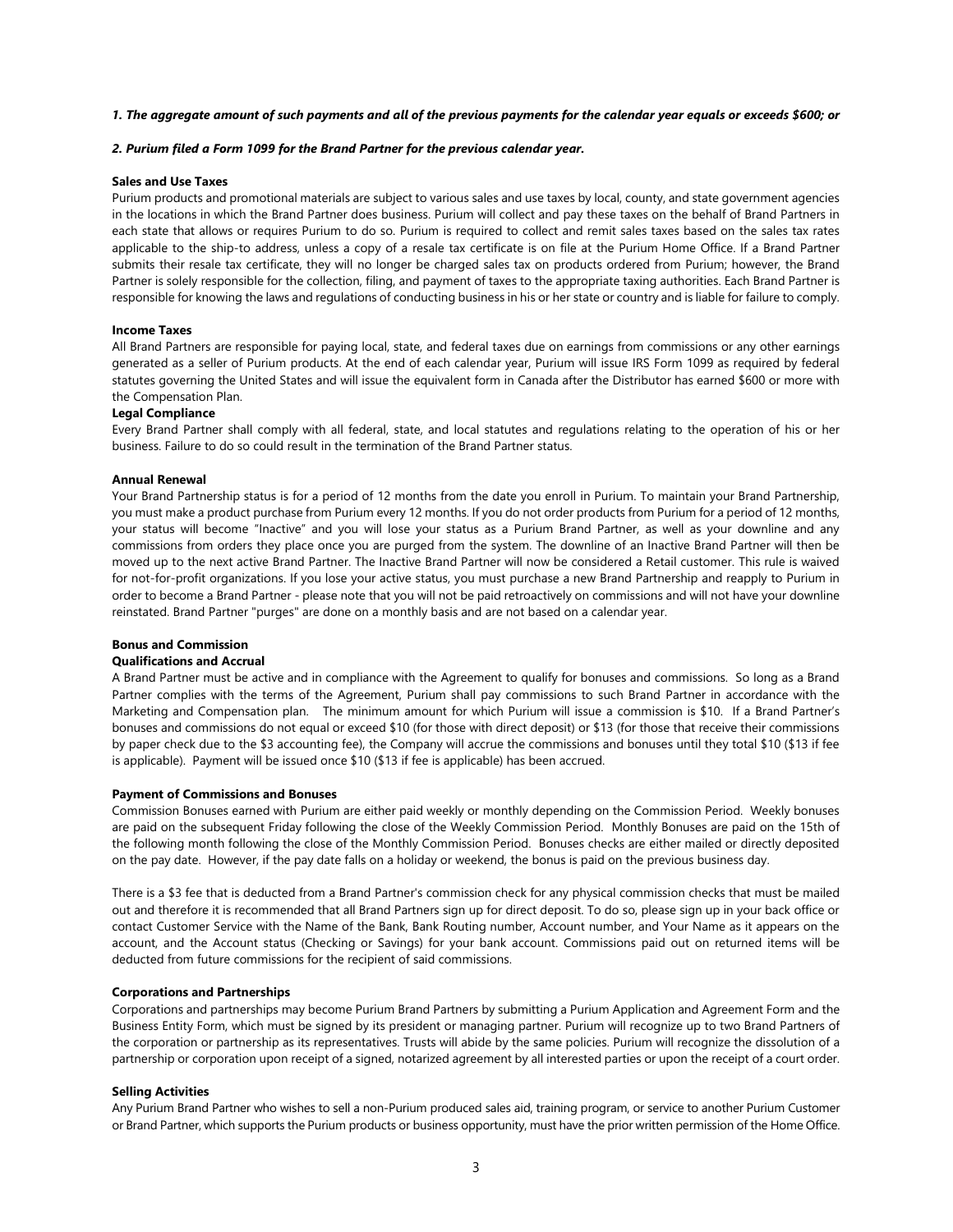***1. The aggregate amount of such payments and all of the previous payments for the calendar year equals or exceeds $600; or***

***2. Purium filed a Form 1099 for the Brand Partner for the previous calendar year.***

**Sales and Use Taxes**

Purium products and promotional materials are subject to various sales and use taxes by local, county, and state government agencies in the locations in which the Brand Partner does business. Purium will collect and pay these taxes on the behalf of Brand Partners in each state that allows or requires Purium to do so. Purium is required to collect and remit sales taxes based on the sales tax rates applicable to the ship-to address, unless a copy of a resale tax certificate is on file at the Purium Home Office. If a Brand Partner submits their resale tax certificate, they will no longer be charged sales tax on products ordered from Purium; however, the Brand Partner is solely responsible for the collection, filing, and payment of taxes to the appropriate taxing authorities. Each Brand Partner is responsible for knowing the laws and regulations of conducting business in his or her state or country and is liable for failure to comply.

**Income Taxes**

All Brand Partners are responsible for paying local, state, and federal taxes due on earnings from commissions or any other earnings generated as a seller of Purium products. At the end of each calendar year, Purium will issue IRS Form 1099 as required by federal statutes governing the United States and will issue the equivalent form in Canada after the Distributor has earned $600 or more with the Compensation Plan.

**Legal Compliance**

Every Brand Partner shall comply with all federal, state, and local statutes and regulations relating to the operation of his or her business. Failure to do so could result in the termination of the Brand Partner status.

**Annual Renewal**

Your Brand Partnership status is for a period of 12 months from the date you enroll in Purium. To maintain your Brand Partnership, you must make a product purchase from Purium every 12 months. If you do not order products from Purium for a period of 12 months, your status will become "Inactive" and you will lose your status as a Purium Brand Partner, as well as your downline and any commissions from orders they place once you are purged from the system. The downline of an Inactive Brand Partner will then be moved up to the next active Brand Partner. The Inactive Brand Partner will now be considered a Retail customer. This rule is waived for not-for-profit organizations. If you lose your active status, you must purchase a new Brand Partnership and reapply to Purium in order to become a Brand Partner - please note that you will not be paid retroactively on commissions and will not have your downline reinstated. Brand Partner "purges" are done on a monthly basis and are not based on a calendar year.

**Bonus and Commission**

**Qualifications and Accrual**

A Brand Partner must be active and in compliance with the Agreement to qualify for bonuses and commissions. So long as a Brand Partner complies with the terms of the Agreement, Purium shall pay commissions to such Brand Partner in accordance with the Marketing and Compensation plan. The minimum amount for which Purium will issue a commission is $10. If a Brand Partner's bonuses and commissions do not equal or exceed $10 (for those with direct deposit) or $13 (for those that receive their commissions by paper check due to the $3 accounting fee), the Company will accrue the commissions and bonuses until they total $10 ($13 if fee is applicable). Payment will be issued once $10 ($13 if fee is applicable) has been accrued.

**Payment of Commissions and Bonuses**

Commission Bonuses earned with Purium are either paid weekly or monthly depending on the Commission Period. Weekly bonuses are paid on the subsequent Friday following the close of the Weekly Commission Period. Monthly Bonuses are paid on the 15th of the following month following the close of the Monthly Commission Period. Bonuses checks are either mailed or directly deposited on the pay date. However, if the pay date falls on a holiday or weekend, the bonus is paid on the previous business day.

There is a $3 fee that is deducted from a Brand Partner's commission check for any physical commission checks that must be mailed out and therefore it is recommended that all Brand Partners sign up for direct deposit. To do so, please sign up in your back office or contact Customer Service with the Name of the Bank, Bank Routing number, Account number, and Your Name as it appears on the account, and the Account status (Checking or Savings) for your bank account. Commissions paid out on returned items will be deducted from future commissions for the recipient of said commissions.

**Corporations and Partnerships**

Corporations and partnerships may become Purium Brand Partners by submitting a Purium Application and Agreement Form and the Business Entity Form, which must be signed by its president or managing partner. Purium will recognize up to two Brand Partners of the corporation or partnership as its representatives. Trusts will abide by the same policies. Purium will recognize the dissolution of a partnership or corporation upon receipt of a signed, notarized agreement by all interested parties or upon the receipt of a court order.

**Selling Activities**

Any Purium Brand Partner who wishes to sell a non-Purium produced sales aid, training program, or service to another Purium Customer or Brand Partner, which supports the Purium products or business opportunity, must have the prior written permission of the Home Office.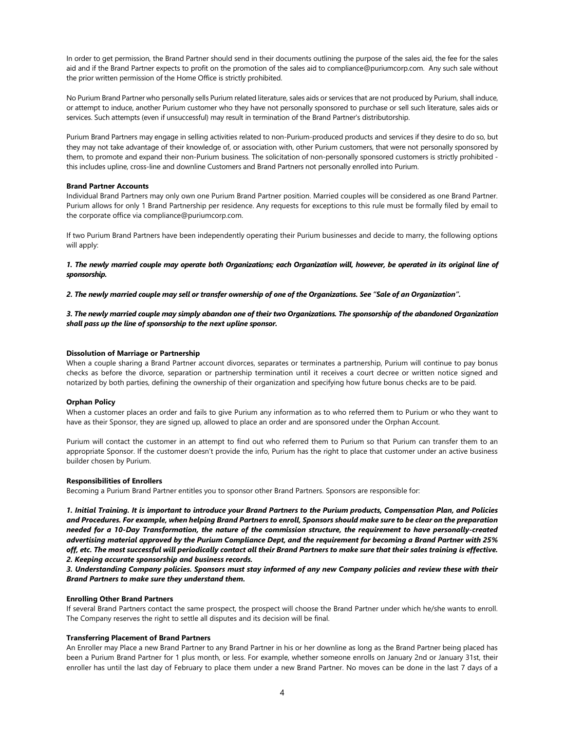In order to get permission, the Brand Partner should send in their documents outlining the purpose of the sales aid, the fee for the sales aid and if the Brand Partner expects to profit on the promotion of the sales aid to compliance@puriumcorp.com. Any such sale without the prior written permission of the Home Office is strictly prohibited.

No Purium Brand Partner who personally sells Purium related literature, sales aids or services that are not produced by Purium, shall induce, or attempt to induce, another Purium customer who they have not personally sponsored to purchase or sell such literature, sales aids or services. Such attempts (even if unsuccessful) may result in termination of the Brand Partner's distributorship.

Purium Brand Partners may engage in selling activities related to non-Purium-produced products and services if they desire to do so, but they may not take advantage of their knowledge of, or association with, other Purium customers, that were not personally sponsored by them, to promote and expand their non-Purium business. The solicitation of non-personally sponsored customers is strictly prohibited - this includes upline, cross-line and downline Customers and Brand Partners not personally enrolled into Purium.

**Brand Partner Accounts**

Individual Brand Partners may only own one Purium Brand Partner position. Married couples will be considered as one Brand Partner. Purium allows for only 1 Brand Partnership per residence. Any requests for exceptions to this rule must be formally filed by email to the corporate office via compliance@puriumcorp.com.

If two Purium Brand Partners have been independently operating their Purium businesses and decide to marry, the following options will apply:

***1. The newly married couple may operate both Organizations; each Organization will, however, be operated in its original line of sponsorship.***

***2. The newly married couple may sell or transfer ownership of one of the Organizations. See "Sale of an Organization".***

***3. The newly married couple may simply abandon one of their two Organizations. The sponsorship of the abandoned Organization shall pass up the line of sponsorship to the next upline sponsor.***

**Dissolution of Marriage or Partnership**

When a couple sharing a Brand Partner account divorces, separates or terminates a partnership, Purium will continue to pay bonus checks as before the divorce, separation or partnership termination until it receives a court decree or written notice signed and notarized by both parties, defining the ownership of their organization and specifying how future bonus checks are to be paid.

**Orphan Policy**

When a customer places an order and fails to give Purium any information as to who referred them to Purium or who they want to have as their Sponsor, they are signed up, allowed to place an order and are sponsored under the Orphan Account.

Purium will contact the customer in an attempt to find out who referred them to Purium so that Purium can transfer them to an appropriate Sponsor. If the customer doesn't provide the info, Purium has the right to place that customer under an active business builder chosen by Purium.

**Responsibilities of Enrollers**

Becoming a Purium Brand Partner entitles you to sponsor other Brand Partners. Sponsors are responsible for:

***1. Initial Training. It is important to introduce your Brand Partners to the Purium products, Compensation Plan, and Policies and Procedures. For example, when helping Brand Partners to enroll, Sponsors should make sure to be clear on the preparation needed for a 10-Day Transformation, the nature of the commission structure, the requirement to have personally-created advertising material approved by the Purium Compliance Dept, and the requirement for becoming a Brand Partner with 25% off, etc. The most successful will periodically contact all their Brand Partners to make sure that their sales training is effective.***
***2. Keeping accurate sponsorship and business records.***
***3. Understanding Company policies. Sponsors must stay informed of any new Company policies and review these with their Brand Partners to make sure they understand them.***

**Enrolling Other Brand Partners**

If several Brand Partners contact the same prospect, the prospect will choose the Brand Partner under which he/she wants to enroll. The Company reserves the right to settle all disputes and its decision will be final.

**Transferring Placement of Brand Partners**

An Enroller may Place a new Brand Partner to any Brand Partner in his or her downline as long as the Brand Partner being placed has been a Purium Brand Partner for 1 plus month, or less. For example, whether someone enrolls on January 2nd or January 31st, their enroller has until the last day of February to place them under a new Brand Partner. No moves can be done in the last 7 days of a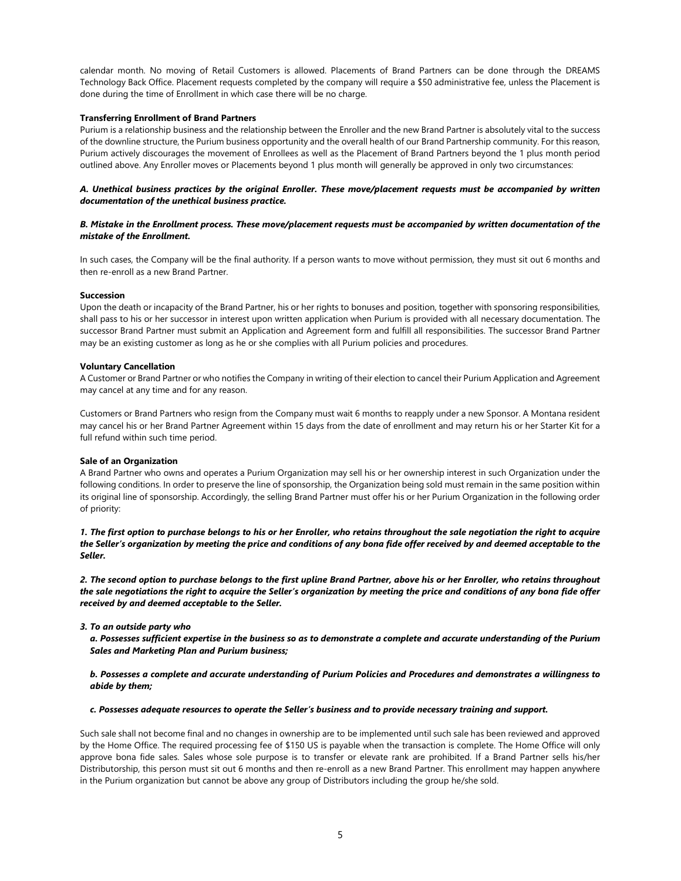calendar month. No moving of Retail Customers is allowed. Placements of Brand Partners can be done through the DREAMS Technology Back Office. Placement requests completed by the company will require a $50 administrative fee, unless the Placement is done during the time of Enrollment in which case there will be no charge.

**Transferring Enrollment of Brand Partners**

Purium is a relationship business and the relationship between the Enroller and the new Brand Partner is absolutely vital to the success of the downline structure, the Purium business opportunity and the overall health of our Brand Partnership community. For this reason, Purium actively discourages the movement of Enrollees as well as the Placement of Brand Partners beyond the 1 plus month period outlined above. Any Enroller moves or Placements beyond 1 plus month will generally be approved in only two circumstances:

***A. Unethical business practices by the original Enroller. These move/placement requests must be accompanied by written documentation of the unethical business practice.***

***B. Mistake in the Enrollment process. These move/placement requests must be accompanied by written documentation of the mistake of the Enrollment.***

In such cases, the Company will be the final authority. If a person wants to move without permission, they must sit out 6 months and then re-enroll as a new Brand Partner.

**Succession**

Upon the death or incapacity of the Brand Partner, his or her rights to bonuses and position, together with sponsoring responsibilities, shall pass to his or her successor in interest upon written application when Purium is provided with all necessary documentation. The successor Brand Partner must submit an Application and Agreement form and fulfill all responsibilities. The successor Brand Partner may be an existing customer as long as he or she complies with all Purium policies and procedures.

**Voluntary Cancellation**

A Customer or Brand Partner or who notifies the Company in writing of their election to cancel their Purium Application and Agreement may cancel at any time and for any reason.

Customers or Brand Partners who resign from the Company must wait 6 months to reapply under a new Sponsor. A Montana resident may cancel his or her Brand Partner Agreement within 15 days from the date of enrollment and may return his or her Starter Kit for a full refund within such time period.

**Sale of an Organization**

A Brand Partner who owns and operates a Purium Organization may sell his or her ownership interest in such Organization under the following conditions. In order to preserve the line of sponsorship, the Organization being sold must remain in the same position within its original line of sponsorship. Accordingly, the selling Brand Partner must offer his or her Purium Organization in the following order of priority:

***1. The first option to purchase belongs to his or her Enroller, who retains throughout the sale negotiation the right to acquire the Seller's organization by meeting the price and conditions of any bona fide offer received by and deemed acceptable to the Seller.***

***2. The second option to purchase belongs to the first upline Brand Partner, above his or her Enroller, who retains throughout the sale negotiations the right to acquire the Seller's organization by meeting the price and conditions of any bona fide offer received by and deemed acceptable to the Seller.***

***3. To an outside party who***

- ***a. Possesses sufficient expertise in the business so as to demonstrate a complete and accurate understanding of the Purium Sales and Marketing Plan and Purium business;***
- ***b. Possesses a complete and accurate understanding of Purium Policies and Procedures and demonstrates a willingness to abide by them;***
- ***c. Possesses adequate resources to operate the Seller's business and to provide necessary training and support.***

Such sale shall not become final and no changes in ownership are to be implemented until such sale has been reviewed and approved by the Home Office. The required processing fee of $150 US is payable when the transaction is complete. The Home Office will only approve bona fide sales. Sales whose sole purpose is to transfer or elevate rank are prohibited. If a Brand Partner sells his/her Distributorship, this person must sit out 6 months and then re-enroll as a new Brand Partner. This enrollment may happen anywhere in the Purium organization but cannot be above any group of Distributors including the group he/she sold.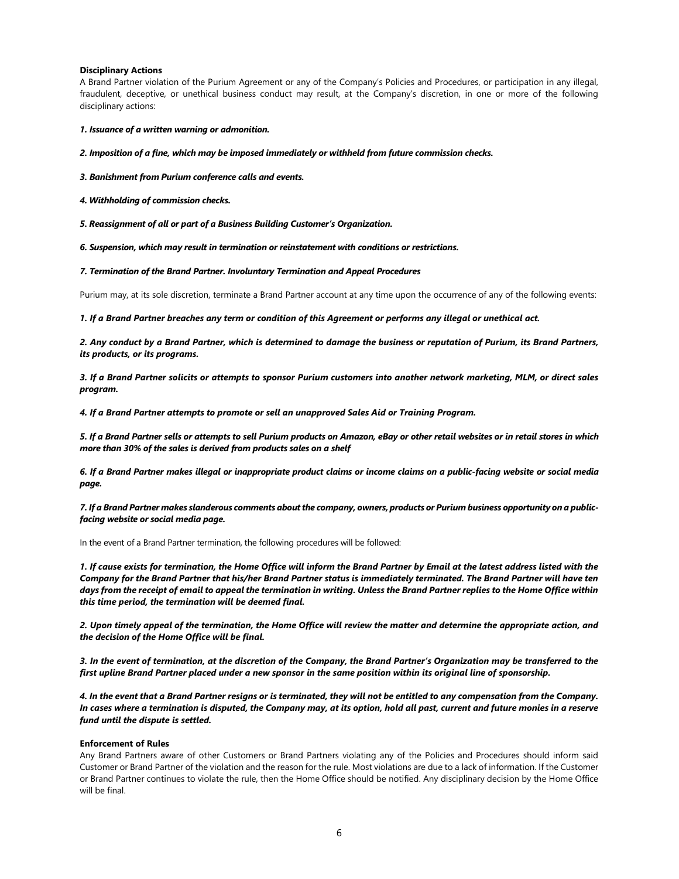**Disciplinary Actions**

A Brand Partner violation of the Purium Agreement or any of the Company's Policies and Procedures, or participation in any illegal, fraudulent, deceptive, or unethical business conduct may result, at the Company's discretion, in one or more of the following disciplinary actions:

***1. Issuance of a written warning or admonition.***

***2. Imposition of a fine, which may be imposed immediately or withheld from future commission checks.***

***3. Banishment from Purium conference calls and events.***

***4. Withholding of commission checks.***

***5. Reassignment of all or part of a Business Building Customer's Organization.***

***6. Suspension, which may result in termination or reinstatement with conditions or restrictions.***

***7. Termination of the Brand Partner. Involuntary Termination and Appeal Procedures***

Purium may, at its sole discretion, terminate a Brand Partner account at any time upon the occurrence of any of the following events:

***1. If a Brand Partner breaches any term or condition of this Agreement or performs any illegal or unethical act.***

***2. Any conduct by a Brand Partner, which is determined to damage the business or reputation of Purium, its Brand Partners, its products, or its programs.***

***3. If a Brand Partner solicits or attempts to sponsor Purium customers into another network marketing, MLM, or direct sales program.***

***4. If a Brand Partner attempts to promote or sell an unapproved Sales Aid or Training Program.***

***5. If a Brand Partner sells or attempts to sell Purium products on Amazon, eBay or other retail websites or in retail stores in which more than 30% of the sales is derived from products sales on a shelf***

***6. If a Brand Partner makes illegal or inappropriate product claims or income claims on a public-facing website or social media page.***

***7. If a Brand Partner makes slanderous comments about the company, owners, products or Purium business opportunity on a public-facing website or social media page.***

In the event of a Brand Partner termination, the following procedures will be followed:

***1. If cause exists for termination, the Home Office will inform the Brand Partner by Email at the latest address listed with the Company for the Brand Partner that his/her Brand Partner status is immediately terminated. The Brand Partner will have ten days from the receipt of email to appeal the termination in writing. Unless the Brand Partner replies to the Home Office within this time period, the termination will be deemed final.***

***2. Upon timely appeal of the termination, the Home Office will review the matter and determine the appropriate action, and the decision of the Home Office will be final.***

***3. In the event of termination, at the discretion of the Company, the Brand Partner's Organization may be transferred to the first upline Brand Partner placed under a new sponsor in the same position within its original line of sponsorship.***

***4. In the event that a Brand Partner resigns or is terminated, they will not be entitled to any compensation from the Company. In cases where a termination is disputed, the Company may, at its option, hold all past, current and future monies in a reserve fund until the dispute is settled.***

**Enforcement of Rules**

Any Brand Partners aware of other Customers or Brand Partners violating any of the Policies and Procedures should inform said Customer or Brand Partner of the violation and the reason for the rule. Most violations are due to a lack of information. If the Customer or Brand Partner continues to violate the rule, then the Home Office should be notified. Any disciplinary decision by the Home Office will be final.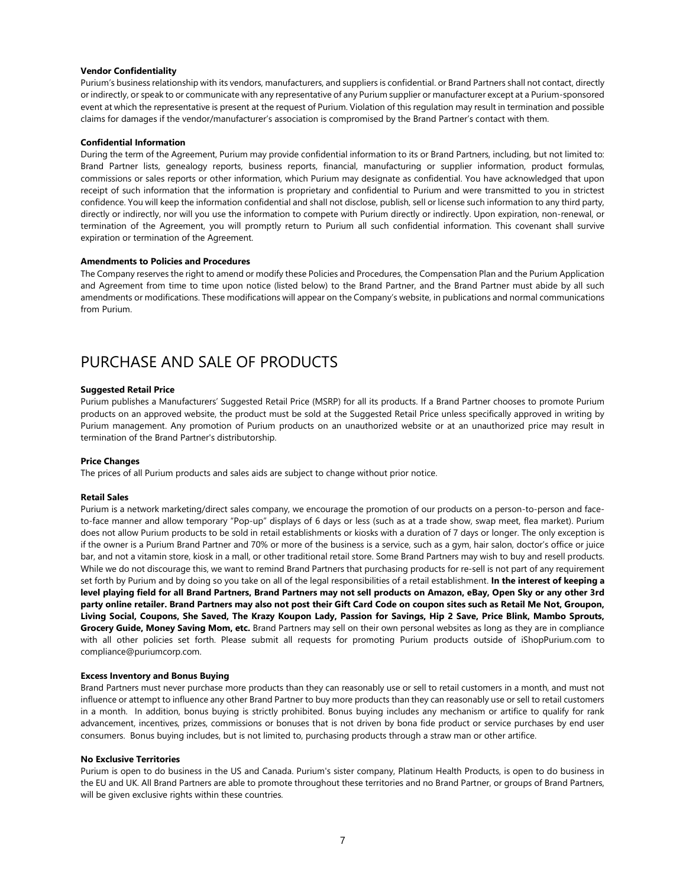**Vendor Confidentiality**

Purium's business relationship with its vendors, manufacturers, and suppliers is confidential. or Brand Partners shall not contact, directly or indirectly, or speak to or communicate with any representative of any Purium supplier or manufacturer except at a Purium-sponsored event at which the representative is present at the request of Purium. Violation of this regulation may result in termination and possible claims for damages if the vendor/manufacturer's association is compromised by the Brand Partner's contact with them.

**Confidential Information**

During the term of the Agreement, Purium may provide confidential information to its or Brand Partners, including, but not limited to: Brand Partner lists, genealogy reports, business reports, financial, manufacturing or supplier information, product formulas, commissions or sales reports or other information, which Purium may designate as confidential. You have acknowledged that upon receipt of such information that the information is proprietary and confidential to Purium and were transmitted to you in strictest confidence. You will keep the information confidential and shall not disclose, publish, sell or license such information to any third party, directly or indirectly, nor will you use the information to compete with Purium directly or indirectly. Upon expiration, non-renewal, or termination of the Agreement, you will promptly return to Purium all such confidential information. This covenant shall survive expiration or termination of the Agreement.

**Amendments to Policies and Procedures**

The Company reserves the right to amend or modify these Policies and Procedures, the Compensation Plan and the Purium Application and Agreement from time to time upon notice (listed below) to the Brand Partner, and the Brand Partner must abide by all such amendments or modifications. These modifications will appear on the Company's website, in publications and normal communications from Purium.

# PURCHASE AND SALE OF PRODUCTS

**Suggested Retail Price**

Purium publishes a Manufacturers' Suggested Retail Price (MSRP) for all its products. If a Brand Partner chooses to promote Purium products on an approved website, the product must be sold at the Suggested Retail Price unless specifically approved in writing by Purium management. Any promotion of Purium products on an unauthorized website or at an unauthorized price may result in termination of the Brand Partner's distributorship.

**Price Changes**

The prices of all Purium products and sales aids are subject to change without prior notice.

**Retail Sales**

Purium is a network marketing/direct sales company, we encourage the promotion of our products on a person-to-person and face-to-face manner and allow temporary "Pop-up" displays of 6 days or less (such as at a trade show, swap meet, flea market). Purium does not allow Purium products to be sold in retail establishments or kiosks with a duration of 7 days or longer. The only exception is if the owner is a Purium Brand Partner and 70% or more of the business is a service, such as a gym, hair salon, doctor's office or juice bar, and not a vitamin store, kiosk in a mall, or other traditional retail store. Some Brand Partners may wish to buy and resell products. While we do not discourage this, we want to remind Brand Partners that purchasing products for re-sell is not part of any requirement set forth by Purium and by doing so you take on all of the legal responsibilities of a retail establishment. **In the interest of keeping a level playing field for all Brand Partners, Brand Partners may not sell products on Amazon, eBay, Open Sky or any other 3rd party online retailer. Brand Partners may also not post their Gift Card Code on coupon sites such as Retail Me Not, Groupon, Living Social, Coupons, She Saved, The Krazy Koupon Lady, Passion for Savings, Hip 2 Save, Price Blink, Mambo Sprouts, Grocery Guide, Money Saving Mom, etc.** Brand Partners may sell on their own personal websites as long as they are in compliance with all other policies set forth. Please submit all requests for promoting Purium products outside of iShopPurium.com to compliance@puriumcorp.com.

**Excess Inventory and Bonus Buying**

Brand Partners must never purchase more products than they can reasonably use or sell to retail customers in a month, and must not influence or attempt to influence any other Brand Partner to buy more products than they can reasonably use or sell to retail customers in a month. In addition, bonus buying is strictly prohibited. Bonus buying includes any mechanism or artifice to qualify for rank advancement, incentives, prizes, commissions or bonuses that is not driven by bona fide product or service purchases by end user consumers. Bonus buying includes, but is not limited to, purchasing products through a straw man or other artifice.

**No Exclusive Territories**

Purium is open to do business in the US and Canada. Purium's sister company, Platinum Health Products, is open to do business in the EU and UK. All Brand Partners are able to promote throughout these territories and no Brand Partner, or groups of Brand Partners, will be given exclusive rights within these countries.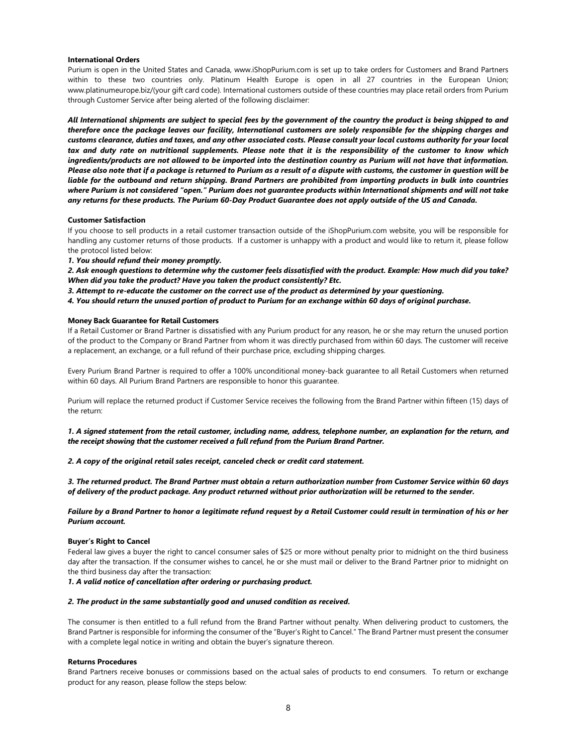**International Orders**

Purium is open in the United States and Canada, www.iShopPurium.com is set up to take orders for Customers and Brand Partners within to these two countries only. Platinum Health Europe is open in all 27 countries in the European Union; www.platinumeurope.biz/(your gift card code). International customers outside of these countries may place retail orders from Purium through Customer Service after being alerted of the following disclaimer:

***All International shipments are subject to special fees by the government of the country the product is being shipped to and therefore once the package leaves our facility, International customers are solely responsible for the shipping charges and customs clearance, duties and taxes, and any other associated costs. Please consult your local customs authority for your local tax and duty rate on nutritional supplements. Please note that it is the responsibility of the customer to know which ingredients/products are not allowed to be imported into the destination country as Purium will not have that information. Please also note that if a package is returned to Purium as a result of a dispute with customs, the customer in question will be liable for the outbound and return shipping. Brand Partners are prohibited from importing products in bulk into countries where Purium is not considered "open." Purium does not guarantee products within International shipments and will not take any returns for these products. The Purium 60-Day Product Guarantee does not apply outside of the US and Canada.***

**Customer Satisfaction**

If you choose to sell products in a retail customer transaction outside of the iShopPurium.com website, you will be responsible for handling any customer returns of those products. If a customer is unhappy with a product and would like to return it, please follow the protocol listed below:

***1. You should refund their money promptly.***

***2. Ask enough questions to determine why the customer feels dissatisfied with the product. Example: How much did you take? When did you take the product? Have you taken the product consistently? Etc.***

***3. Attempt to re-educate the customer on the correct use of the product as determined by your questioning.***

***4. You should return the unused portion of product to Purium for an exchange within 60 days of original purchase.***

**Money Back Guarantee for Retail Customers**

If a Retail Customer or Brand Partner is dissatisfied with any Purium product for any reason, he or she may return the unused portion of the product to the Company or Brand Partner from whom it was directly purchased from within 60 days. The customer will receive a replacement, an exchange, or a full refund of their purchase price, excluding shipping charges.

Every Purium Brand Partner is required to offer a 100% unconditional money-back guarantee to all Retail Customers when returned within 60 days. All Purium Brand Partners are responsible to honor this guarantee.

Purium will replace the returned product if Customer Service receives the following from the Brand Partner within fifteen (15) days of the return:

***1. A signed statement from the retail customer, including name, address, telephone number, an explanation for the return, and the receipt showing that the customer received a full refund from the Purium Brand Partner.***

***2. A copy of the original retail sales receipt, canceled check or credit card statement.***

***3. The returned product. The Brand Partner must obtain a return authorization number from Customer Service within 60 days of delivery of the product package. Any product returned without prior authorization will be returned to the sender.***

***Failure by a Brand Partner to honor a legitimate refund request by a Retail Customer could result in termination of his or her Purium account.***

**Buyer's Right to Cancel**

Federal law gives a buyer the right to cancel consumer sales of $25 or more without penalty prior to midnight on the third business day after the transaction. If the consumer wishes to cancel, he or she must mail or deliver to the Brand Partner prior to midnight on the third business day after the transaction:

***1. A valid notice of cancellation after ordering or purchasing product.***

***2. The product in the same substantially good and unused condition as received.***

The consumer is then entitled to a full refund from the Brand Partner without penalty. When delivering product to customers, the Brand Partner is responsible for informing the consumer of the "Buyer's Right to Cancel." The Brand Partner must present the consumer with a complete legal notice in writing and obtain the buyer's signature thereon.

**Returns Procedures**

Brand Partners receive bonuses or commissions based on the actual sales of products to end consumers. To return or exchange product for any reason, please follow the steps below: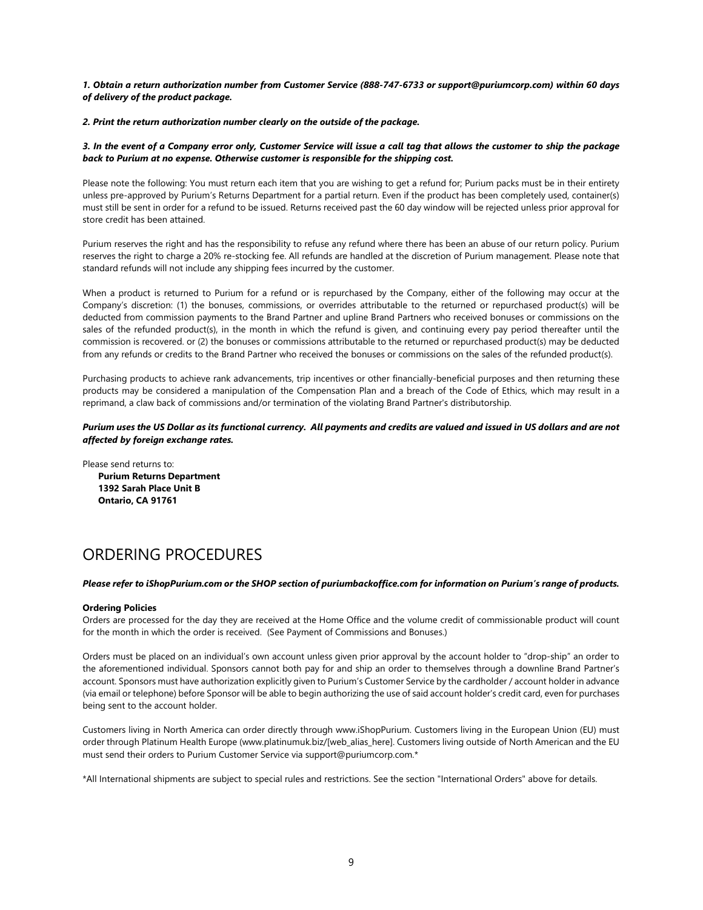***1. Obtain a return authorization number from Customer Service (888-747-6733 or support@puriumcorp.com) within 60 days of delivery of the product package.***

***2. Print the return authorization number clearly on the outside of the package.***

***3. In the event of a Company error only, Customer Service will issue a call tag that allows the customer to ship the package back to Purium at no expense. Otherwise customer is responsible for the shipping cost.***

Please note the following: You must return each item that you are wishing to get a refund for; Purium packs must be in their entirety unless pre-approved by Purium's Returns Department for a partial return. Even if the product has been completely used, container(s) must still be sent in order for a refund to be issued. Returns received past the 60 day window will be rejected unless prior approval for store credit has been attained.

Purium reserves the right and has the responsibility to refuse any refund where there has been an abuse of our return policy. Purium reserves the right to charge a 20% re-stocking fee. All refunds are handled at the discretion of Purium management. Please note that standard refunds will not include any shipping fees incurred by the customer.

When a product is returned to Purium for a refund or is repurchased by the Company, either of the following may occur at the Company's discretion: (1) the bonuses, commissions, or overrides attributable to the returned or repurchased product(s) will be deducted from commission payments to the Brand Partner and upline Brand Partners who received bonuses or commissions on the sales of the refunded product(s), in the month in which the refund is given, and continuing every pay period thereafter until the commission is recovered. or (2) the bonuses or commissions attributable to the returned or repurchased product(s) may be deducted from any refunds or credits to the Brand Partner who received the bonuses or commissions on the sales of the refunded product(s).

Purchasing products to achieve rank advancements, trip incentives or other financially-beneficial purposes and then returning these products may be considered a manipulation of the Compensation Plan and a breach of the Code of Ethics, which may result in a reprimand, a claw back of commissions and/or termination of the violating Brand Partner's distributorship.

***Purium uses the US Dollar as its functional currency. All payments and credits are valued and issued in US dollars and are not affected by foreign exchange rates.***

Please send returns to:
**Purium Returns Department**
**1392 Sarah Place Unit B**
**Ontario, CA 91761**

# ORDERING PROCEDURES

***Please refer to iShopPurium.com or the SHOP section of puriumbackoffice.com for information on Purium's range of products.***

**Ordering Policies**
Orders are processed for the day they are received at the Home Office and the volume credit of commissionable product will count for the month in which the order is received. (See Payment of Commissions and Bonuses.)

Orders must be placed on an individual's own account unless given prior approval by the account holder to "drop-ship" an order to the aforementioned individual. Sponsors cannot both pay for and ship an order to themselves through a downline Brand Partner's account. Sponsors must have authorization explicitly given to Purium's Customer Service by the cardholder / account holder in advance (via email or telephone) before Sponsor will be able to begin authorizing the use of said account holder's credit card, even for purchases being sent to the account holder.

Customers living in North America can order directly through www.iShopPurium. Customers living in the European Union (EU) must order through Platinum Health Europe (www.platinumuk.biz/[web_alias_here]. Customers living outside of North American and the EU must send their orders to Purium Customer Service via support@puriumcorp.com.*

*All International shipments are subject to special rules and restrictions. See the section "International Orders" above for details.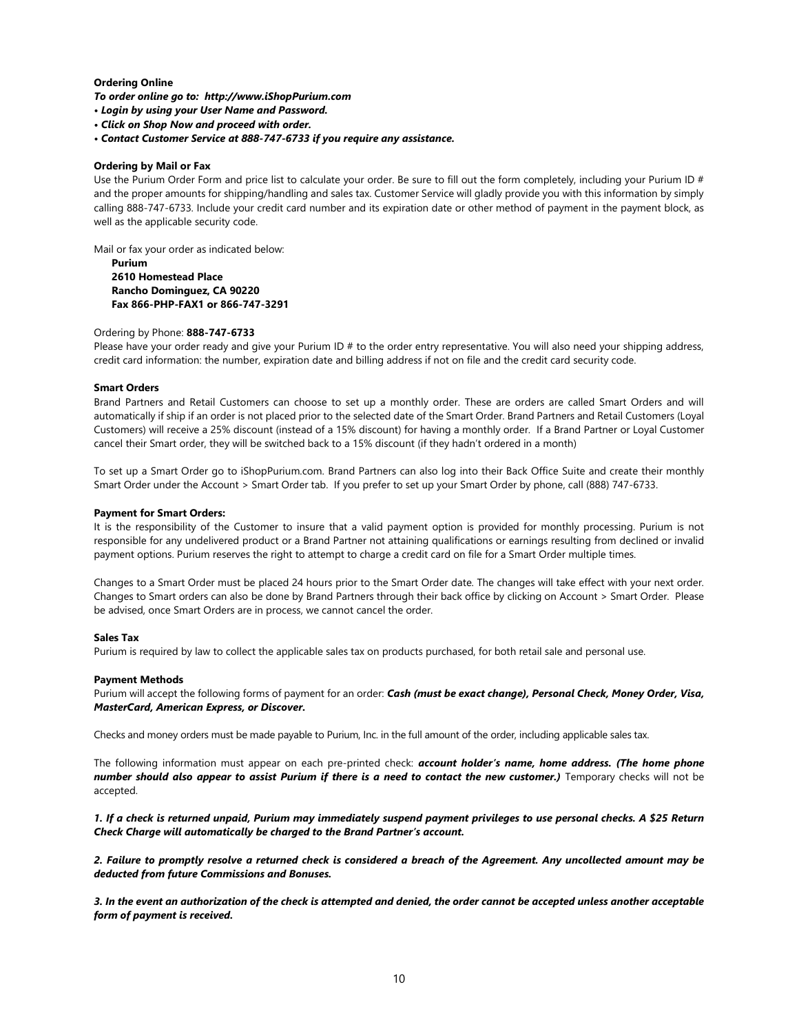**Ordering Online**

***To order online go to: http://www.iShopPurium.com***

- ***Login by using your User Name and Password.***
- ***Click on Shop Now and proceed with order.***
- ***Contact Customer Service at 888-747-6733 if you require any assistance.***

**Ordering by Mail or Fax**

Use the Purium Order Form and price list to calculate your order. Be sure to fill out the form completely, including your Purium ID # and the proper amounts for shipping/handling and sales tax. Customer Service will gladly provide you with this information by simply calling 888-747-6733. Include your credit card number and its expiration date or other method of payment in the payment block, as well as the applicable security code.

Mail or fax your order as indicated below:

**Purium**
**2610 Homestead Place**
**Rancho Dominguez, CA 90220**
**Fax 866-PHP-FAX1 or 866-747-3291**

Ordering by Phone: **888-747-6733**

Please have your order ready and give your Purium ID # to the order entry representative. You will also need your shipping address, credit card information: the number, expiration date and billing address if not on file and the credit card security code.

**Smart Orders**

Brand Partners and Retail Customers can choose to set up a monthly order. These are orders are called Smart Orders and will automatically if ship if an order is not placed prior to the selected date of the Smart Order. Brand Partners and Retail Customers (Loyal Customers) will receive a 25% discount (instead of a 15% discount) for having a monthly order. If a Brand Partner or Loyal Customer cancel their Smart order, they will be switched back to a 15% discount (if they hadn't ordered in a month)

To set up a Smart Order go to iShopPurium.com. Brand Partners can also log into their Back Office Suite and create their monthly Smart Order under the Account > Smart Order tab. If you prefer to set up your Smart Order by phone, call (888) 747-6733.

**Payment for Smart Orders:**

It is the responsibility of the Customer to insure that a valid payment option is provided for monthly processing. Purium is not responsible for any undelivered product or a Brand Partner not attaining qualifications or earnings resulting from declined or invalid payment options. Purium reserves the right to attempt to charge a credit card on file for a Smart Order multiple times.

Changes to a Smart Order must be placed 24 hours prior to the Smart Order date. The changes will take effect with your next order. Changes to Smart orders can also be done by Brand Partners through their back office by clicking on Account > Smart Order. Please be advised, once Smart Orders are in process, we cannot cancel the order.

**Sales Tax**

Purium is required by law to collect the applicable sales tax on products purchased, for both retail sale and personal use.

**Payment Methods**

Purium will accept the following forms of payment for an order: ***Cash (must be exact change), Personal Check, Money Order, Visa, MasterCard, American Express, or Discover.***

Checks and money orders must be made payable to Purium, Inc. in the full amount of the order, including applicable sales tax.

The following information must appear on each pre-printed check: ***account holder's name, home address. (The home phone number should also appear to assist Purium if there is a need to contact the new customer.)*** Temporary checks will not be accepted.

***1. If a check is returned unpaid, Purium may immediately suspend payment privileges to use personal checks. A $25 Return Check Charge will automatically be charged to the Brand Partner's account.***

***2. Failure to promptly resolve a returned check is considered a breach of the Agreement. Any uncollected amount may be deducted from future Commissions and Bonuses.***

***3. In the event an authorization of the check is attempted and denied, the order cannot be accepted unless another acceptable form of payment is received.***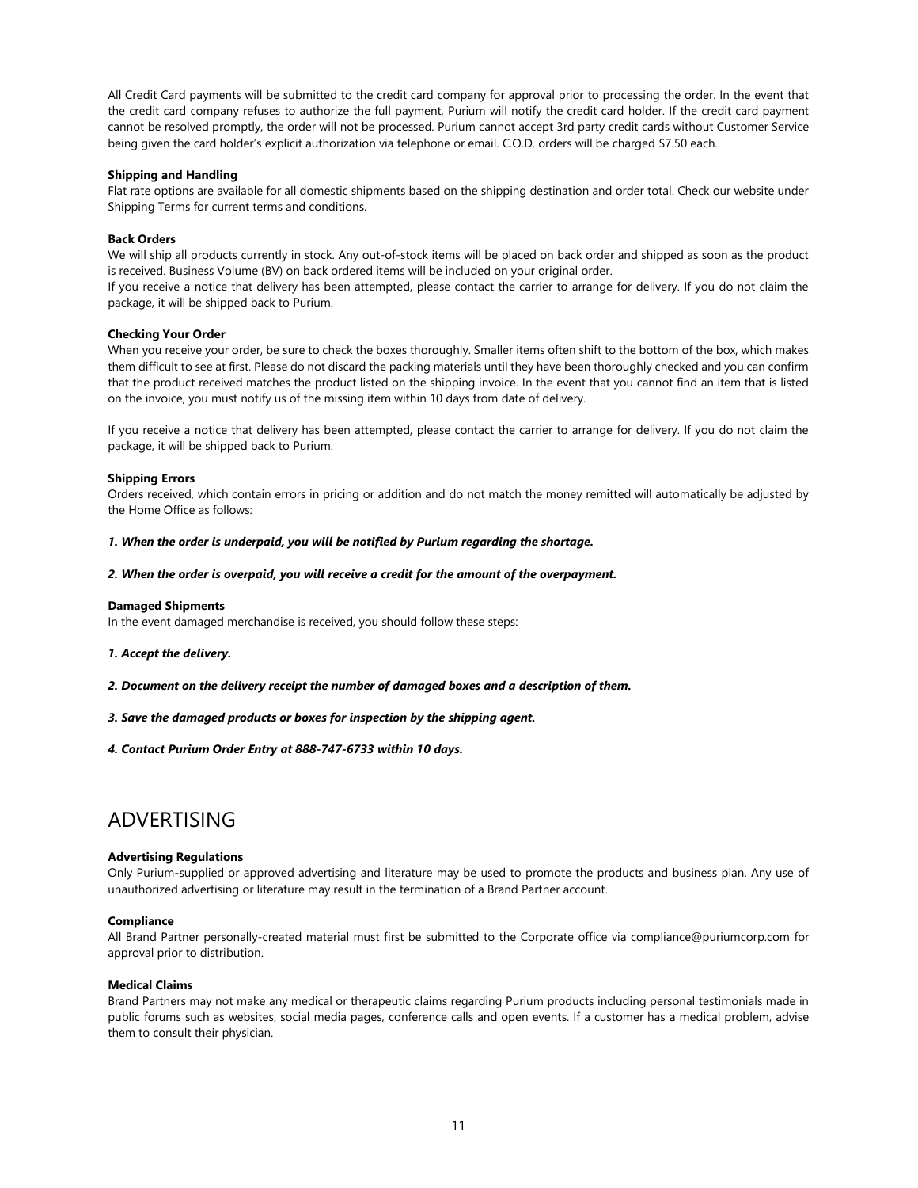All Credit Card payments will be submitted to the credit card company for approval prior to processing the order. In the event that the credit card company refuses to authorize the full payment, Purium will notify the credit card holder. If the credit card payment cannot be resolved promptly, the order will not be processed. Purium cannot accept 3rd party credit cards without Customer Service being given the card holder's explicit authorization via telephone or email. C.O.D. orders will be charged $7.50 each.

**Shipping and Handling**

Flat rate options are available for all domestic shipments based on the shipping destination and order total. Check our website under Shipping Terms for current terms and conditions.

**Back Orders**

We will ship all products currently in stock. Any out-of-stock items will be placed on back order and shipped as soon as the product is received. Business Volume (BV) on back ordered items will be included on your original order.

If you receive a notice that delivery has been attempted, please contact the carrier to arrange for delivery. If you do not claim the package, it will be shipped back to Purium.

**Checking Your Order**

When you receive your order, be sure to check the boxes thoroughly. Smaller items often shift to the bottom of the box, which makes them difficult to see at first. Please do not discard the packing materials until they have been thoroughly checked and you can confirm that the product received matches the product listed on the shipping invoice. In the event that you cannot find an item that is listed on the invoice, you must notify us of the missing item within 10 days from date of delivery.

If you receive a notice that delivery has been attempted, please contact the carrier to arrange for delivery. If you do not claim the package, it will be shipped back to Purium.

**Shipping Errors**

Orders received, which contain errors in pricing or addition and do not match the money remitted will automatically be adjusted by the Home Office as follows:

***1. When the order is underpaid, you will be notified by Purium regarding the shortage.***

***2. When the order is overpaid, you will receive a credit for the amount of the overpayment.***

**Damaged Shipments**

In the event damaged merchandise is received, you should follow these steps:

***1. Accept the delivery.***

***2. Document on the delivery receipt the number of damaged boxes and a description of them.***

***3. Save the damaged products or boxes for inspection by the shipping agent.***

***4. Contact Purium Order Entry at 888-747-6733 within 10 days.***

# ADVERTISING

**Advertising Regulations**

Only Purium-supplied or approved advertising and literature may be used to promote the products and business plan. Any use of unauthorized advertising or literature may result in the termination of a Brand Partner account.

**Compliance**

All Brand Partner personally-created material must first be submitted to the Corporate office via compliance@puriumcorp.com for approval prior to distribution.

**Medical Claims**

Brand Partners may not make any medical or therapeutic claims regarding Purium products including personal testimonials made in public forums such as websites, social media pages, conference calls and open events. If a customer has a medical problem, advise them to consult their physician.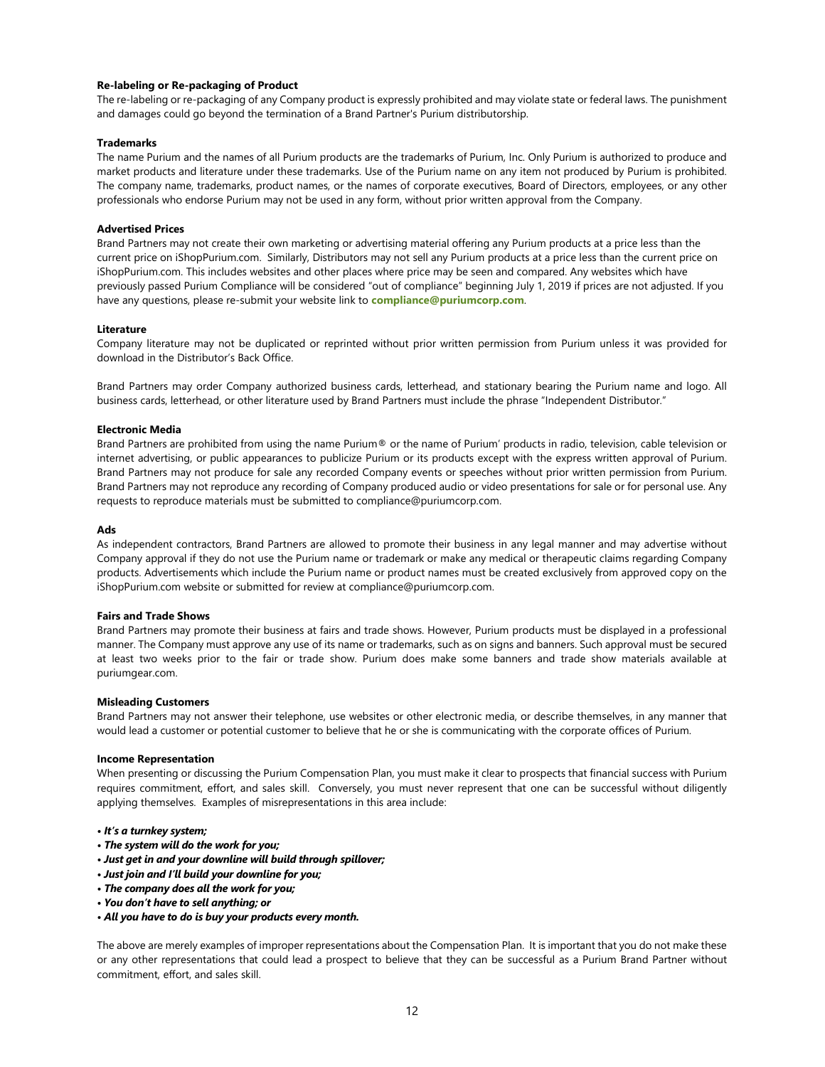**Re-labeling or Re-packaging of Product**

The re-labeling or re-packaging of any Company product is expressly prohibited and may violate state or federal laws. The punishment and damages could go beyond the termination of a Brand Partner's Purium distributorship.

**Trademarks**

The name Purium and the names of all Purium products are the trademarks of Purium, Inc. Only Purium is authorized to produce and market products and literature under these trademarks. Use of the Purium name on any item not produced by Purium is prohibited. The company name, trademarks, product names, or the names of corporate executives, Board of Directors, employees, or any other professionals who endorse Purium may not be used in any form, without prior written approval from the Company.

**Advertised Prices**

Brand Partners may not create their own marketing or advertising material offering any Purium products at a price less than the current price on iShopPurium.com. Similarly, Distributors may not sell any Purium products at a price less than the current price on iShopPurium.com. This includes websites and other places where price may be seen and compared. Any websites which have previously passed Purium Compliance will be considered "out of compliance" beginning July 1, 2019 if prices are not adjusted. If you have any questions, please re-submit your website link to **compliance@puriumcorp.com**.

**Literature**

Company literature may not be duplicated or reprinted without prior written permission from Purium unless it was provided for download in the Distributor's Back Office.

Brand Partners may order Company authorized business cards, letterhead, and stationary bearing the Purium name and logo. All business cards, letterhead, or other literature used by Brand Partners must include the phrase "Independent Distributor."

**Electronic Media**

Brand Partners are prohibited from using the name Purium® or the name of Purium' products in radio, television, cable television or internet advertising, or public appearances to publicize Purium or its products except with the express written approval of Purium. Brand Partners may not produce for sale any recorded Company events or speeches without prior written permission from Purium. Brand Partners may not reproduce any recording of Company produced audio or video presentations for sale or for personal use. Any requests to reproduce materials must be submitted to compliance@puriumcorp.com.

**Ads**

As independent contractors, Brand Partners are allowed to promote their business in any legal manner and may advertise without Company approval if they do not use the Purium name or trademark or make any medical or therapeutic claims regarding Company products. Advertisements which include the Purium name or product names must be created exclusively from approved copy on the iShopPurium.com website or submitted for review at compliance@puriumcorp.com.

**Fairs and Trade Shows**

Brand Partners may promote their business at fairs and trade shows. However, Purium products must be displayed in a professional manner. The Company must approve any use of its name or trademarks, such as on signs and banners. Such approval must be secured at least two weeks prior to the fair or trade show. Purium does make some banners and trade show materials available at puriumgear.com.

**Misleading Customers**

Brand Partners may not answer their telephone, use websites or other electronic media, or describe themselves, in any manner that would lead a customer or potential customer to believe that he or she is communicating with the corporate offices of Purium.

**Income Representation**

When presenting or discussing the Purium Compensation Plan, you must make it clear to prospects that financial success with Purium requires commitment, effort, and sales skill. Conversely, you must never represent that one can be successful without diligently applying themselves. Examples of misrepresentations in this area include:

- ***It's a turnkey system;***
- ***The system will do the work for you;***
- ***Just get in and your downline will build through spillover;***
- ***Just join and I'll build your downline for you;***
- ***The company does all the work for you;***
- ***You don't have to sell anything; or***
- ***All you have to do is buy your products every month.***

The above are merely examples of improper representations about the Compensation Plan. It is important that you do not make these or any other representations that could lead a prospect to believe that they can be successful as a Purium Brand Partner without commitment, effort, and sales skill.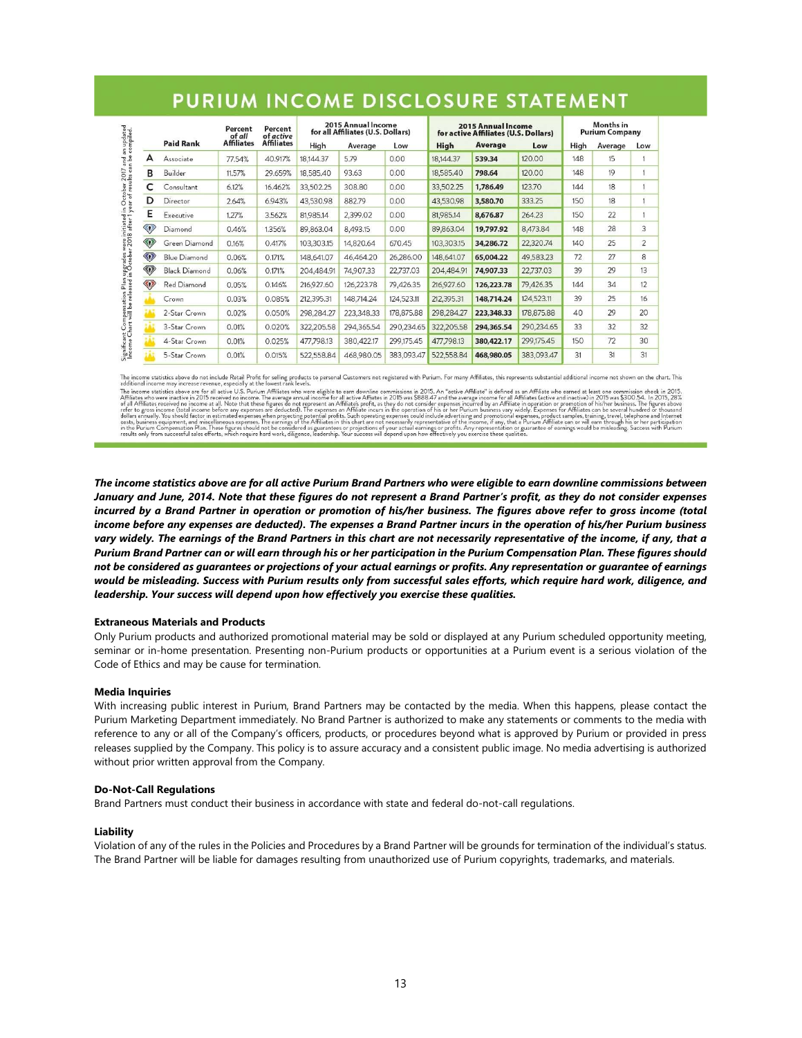## PURIUM INCOME DISCLOSURE STATEMENT

Significant Compensation Plan upgrades were initiated in October 2017 and an updated Income Chart will be released in October 2018 after 1 year of results can be compiled.

| | Paid Rank | Percent of *all* Affiliates | Percent of *active* Affiliates | 2015 Annual Income for all Affiliates (U.S. Dollars) | | | 2015 Annual Income for active Affiliates (U.S. Dollars) | | | Months in Purium Company | | |
|---|---|---|---|---|---|---|---|---|---|---|---|---|
| | | | | High | Average | Low | High | Average | Low | High | Average | Low |
| A | Associate | 77.54% | 40.917% | 18,144.37 | 5.79 | 0.00 | 18,144.37 | **539.34** | 120.00 | 148 | 15 | 1 |
| B | Builder | 11.57% | 29.659% | 18,585.40 | 93.63 | 0.00 | 18,585.40 | **798.64** | 120.00 | 148 | 19 | 1 |
| C | Consultant | 6.12% | 16.462% | 33,502.25 | 308.80 | 0.00 | 33,502.25 | **1,786.49** | 123.70 | 144 | 18 | 1 |
| D | Director | 2.64% | 6.943% | 43,530.98 | 882.79 | 0.00 | 43,530.98 | **3,580.70** | 333.25 | 150 | 18 | 1 |
| E | Executive | 1.27% | 3.562% | 81,985.14 | 2,399.02 | 0.00 | 81,985.14 | **8,676.87** | 264.23 | 150 | 22 | 1 |
| | Diamond | 0.46% | 1.356% | 89,863.04 | 8,493.15 | 0.00 | 89,863.04 | **19,797.92** | 8,473.84 | 148 | 28 | 3 |
| | Green Diamond | 0.16% | 0.417% | 103,303.15 | 14,820.64 | 670.45 | 103,303.15 | **34,286.72** | 22,320.74 | 140 | 25 | 2 |
| | Blue Diamond | 0.06% | 0.171% | 148,641.07 | 46,464.20 | 26,286.00 | 148,641.07 | **65,004.22** | 49,583.23 | 72 | 27 | 8 |
| | Black Diamond | 0.06% | 0.171% | 204,484.91 | 74,907.33 | 22,737.03 | 204,484.91 | **74,907.33** | 22,737.03 | 39 | 29 | 13 |
| | Red Diamond | 0.05% | 0.146% | 216,927.60 | 126,223.78 | 79,426.35 | 216,927.60 | **126,223.78** | 79,426.35 | 144 | 34 | 12 |
| | Crown | 0.03% | 0.085% | 212,395.31 | 148,714.24 | 124,523.11 | 212,395.31 | **148,714.24** | 124,523.11 | 39 | 25 | 16 |
| | 2-Star Crown | 0.02% | 0.050% | 298,284.27 | 223,348.33 | 178,875.88 | 298,284.27 | **223,348.33** | 178,875.88 | 40 | 29 | 20 |
| | 3-Star Crown | 0.01% | 0.020% | 322,205.58 | 294,365.54 | 290,234.65 | 322,205.58 | **294,365.54** | 290,234.65 | 33 | 32 | 32 |
| | 4-Star Crown | 0.01% | 0.025% | 477,798.13 | 380,422.17 | 299,175.45 | 477,798.13 | **380,422.17** | 299,175.45 | 150 | 72 | 30 |
| | 5-Star Crown | 0.01% | 0.015% | 522,558.84 | 468,980.05 | 383,093.47 | 522,558.84 | **468,980.05** | 383,093.47 | 31 | 31 | 31 |

The income statistics above do not include Retail Profit for selling products to personal Customers not registered with Purium. For many Affiliates, this represents substantial additional income not shown on the chart. This additional income may increase revenue, especially at the lowest rank levels.

The income statistics above are for all active U.S. Purium Affiliates who were eligible to earn downline commissions in 2015. An "active Affiliate" is defined as an Affiliate who earned at least one commission check in 2015. Affiliates who were inactive in 2015 received no income. The average annual income for all active Affiliates in 2015 was $888.47 and the average income for all Affiliates (active and inactive) in 2015 was $300.54. In 2015, 28% of all Affiliates received no income at all. Note that these figures do not represent an Affiliate's profit, as they do not consider expenses incurred by an Affiliate in operation or promotion of his/her business. The figures above refer to gross income (total income before any expenses are deducted). The expenses an Affiliate incurs in the operation of his or her Purium business vary widely. Expenses for Affiliates can be several hundred or thousand dollars annually. You should factor in estimated expenses when projecting potential profits. Such operating expenses could include advertising and promotional expenses, product samples, training, travel, telephone and Internet costs, business equipment, and miscellaneous expenses. The earnings of the Affiliates in this chart are not necessarily representative of the income, if any, that a Purium Affiliate can or will earn through his or her participation in the Purium Compensation Plan. These figures should not be considered as guarantees or projections of your actual earnings or profits. Any representation or guarantee of earnings would be misleading. Success with Purium results only from successful sales efforts, which require hard work, diligence, leadership. Your success will depend upon how effectively you exercise these qualities.

***The income statistics above are for all active Purium Brand Partners who were eligible to earn downline commissions between January and June, 2014. Note that these figures do not represent a Brand Partner's profit, as they do not consider expenses incurred by a Brand Partner in operation or promotion of his/her business. The figures above refer to gross income (total income before any expenses are deducted). The expenses a Brand Partner incurs in the operation of his/her Purium business vary widely. The earnings of the Brand Partners in this chart are not necessarily representative of the income, if any, that a Purium Brand Partner can or will earn through his or her participation in the Purium Compensation Plan. These figures should not be considered as guarantees or projections of your actual earnings or profits. Any representation or guarantee of earnings would be misleading. Success with Purium results only from successful sales efforts, which require hard work, diligence, and leadership. Your success will depend upon how effectively you exercise these qualities.***

#### Extraneous Materials and Products

Only Purium products and authorized promotional material may be sold or displayed at any Purium scheduled opportunity meeting, seminar or in-home presentation. Presenting non-Purium products or opportunities at a Purium event is a serious violation of the Code of Ethics and may be cause for termination.

#### Media Inquiries

With increasing public interest in Purium, Brand Partners may be contacted by the media. When this happens, please contact the Purium Marketing Department immediately. No Brand Partner is authorized to make any statements or comments to the media with reference to any or all of the Company's officers, products, or procedures beyond what is approved by Purium or provided in press releases supplied by the Company. This policy is to assure accuracy and a consistent public image. No media advertising is authorized without prior written approval from the Company.

#### Do-Not-Call Regulations

Brand Partners must conduct their business in accordance with state and federal do-not-call regulations.

#### Liability

Violation of any of the rules in the Policies and Procedures by a Brand Partner will be grounds for termination of the individual's status. The Brand Partner will be liable for damages resulting from unauthorized use of Purium copyrights, trademarks, and materials.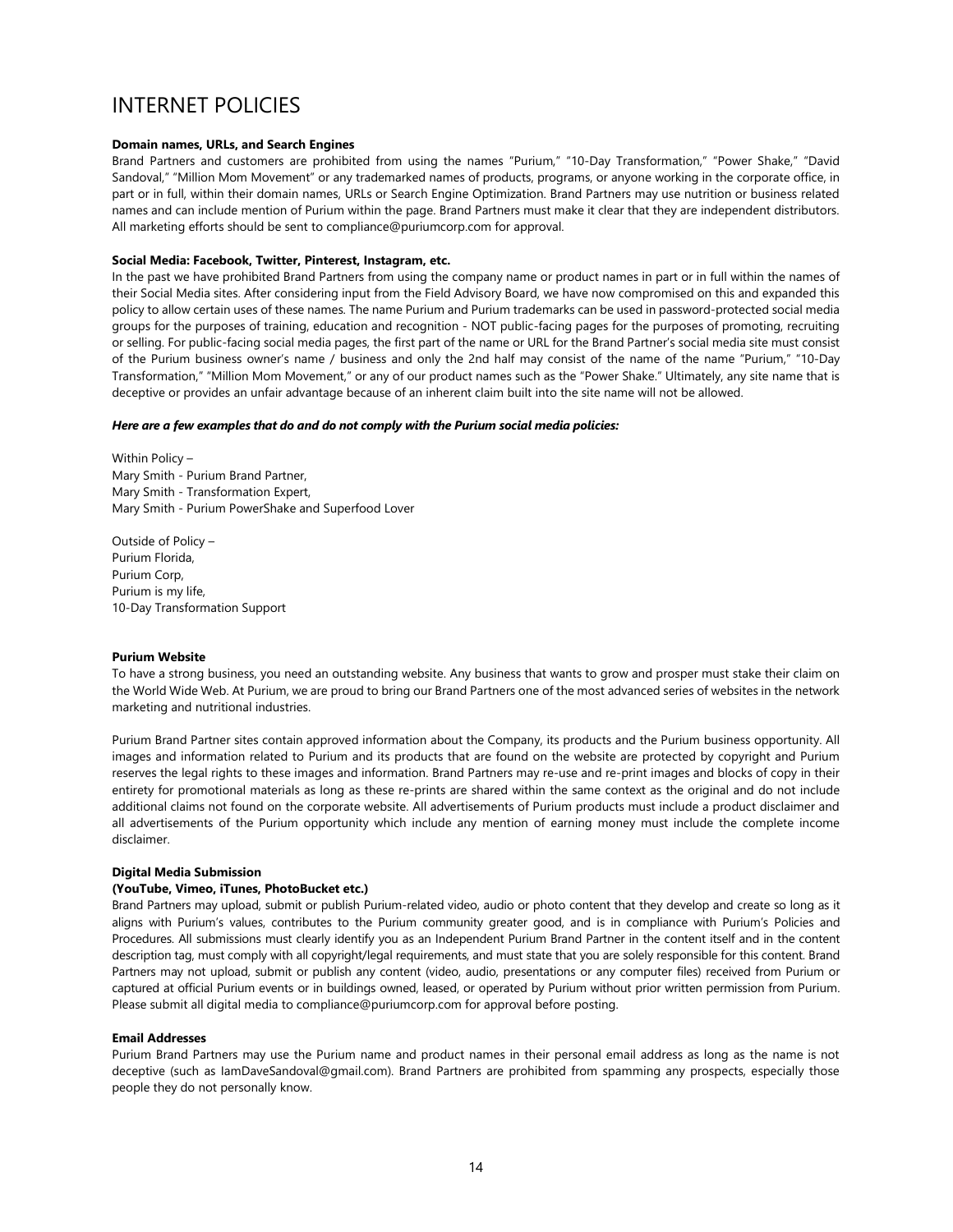# INTERNET POLICIES

**Domain names, URLs, and Search Engines**

Brand Partners and customers are prohibited from using the names "Purium," "10-Day Transformation," "Power Shake," "David Sandoval," "Million Mom Movement" or any trademarked names of products, programs, or anyone working in the corporate office, in part or in full, within their domain names, URLs or Search Engine Optimization. Brand Partners may use nutrition or business related names and can include mention of Purium within the page. Brand Partners must make it clear that they are independent distributors. All marketing efforts should be sent to compliance@puriumcorp.com for approval.

**Social Media: Facebook, Twitter, Pinterest, Instagram, etc.**

In the past we have prohibited Brand Partners from using the company name or product names in part or in full within the names of their Social Media sites. After considering input from the Field Advisory Board, we have now compromised on this and expanded this policy to allow certain uses of these names. The name Purium and Purium trademarks can be used in password-protected social media groups for the purposes of training, education and recognition - NOT public-facing pages for the purposes of promoting, recruiting or selling. For public-facing social media pages, the first part of the name or URL for the Brand Partner's social media site must consist of the Purium business owner's name / business and only the 2nd half may consist of the name of the name "Purium," "10-Day Transformation," "Million Mom Movement," or any of our product names such as the "Power Shake." Ultimately, any site name that is deceptive or provides an unfair advantage because of an inherent claim built into the site name will not be allowed.

***Here are a few examples that do and do not comply with the Purium social media policies:***

Within Policy –
Mary Smith - Purium Brand Partner,
Mary Smith - Transformation Expert,
Mary Smith - Purium PowerShake and Superfood Lover

Outside of Policy –
Purium Florida,
Purium Corp,
Purium is my life,
10-Day Transformation Support

**Purium Website**

To have a strong business, you need an outstanding website. Any business that wants to grow and prosper must stake their claim on the World Wide Web. At Purium, we are proud to bring our Brand Partners one of the most advanced series of websites in the network marketing and nutritional industries.

Purium Brand Partner sites contain approved information about the Company, its products and the Purium business opportunity. All images and information related to Purium and its products that are found on the website are protected by copyright and Purium reserves the legal rights to these images and information. Brand Partners may re-use and re-print images and blocks of copy in their entirety for promotional materials as long as these re-prints are shared within the same context as the original and do not include additional claims not found on the corporate website. All advertisements of Purium products must include a product disclaimer and all advertisements of the Purium opportunity which include any mention of earning money must include the complete income disclaimer.

**Digital Media Submission**
**(YouTube, Vimeo, iTunes, PhotoBucket etc.)**

Brand Partners may upload, submit or publish Purium-related video, audio or photo content that they develop and create so long as it aligns with Purium's values, contributes to the Purium community greater good, and is in compliance with Purium's Policies and Procedures. All submissions must clearly identify you as an Independent Purium Brand Partner in the content itself and in the content description tag, must comply with all copyright/legal requirements, and must state that you are solely responsible for this content. Brand Partners may not upload, submit or publish any content (video, audio, presentations or any computer files) received from Purium or captured at official Purium events or in buildings owned, leased, or operated by Purium without prior written permission from Purium. Please submit all digital media to compliance@puriumcorp.com for approval before posting.

**Email Addresses**

Purium Brand Partners may use the Purium name and product names in their personal email address as long as the name is not deceptive (such as IamDaveSandoval@gmail.com). Brand Partners are prohibited from spamming any prospects, especially those people they do not personally know.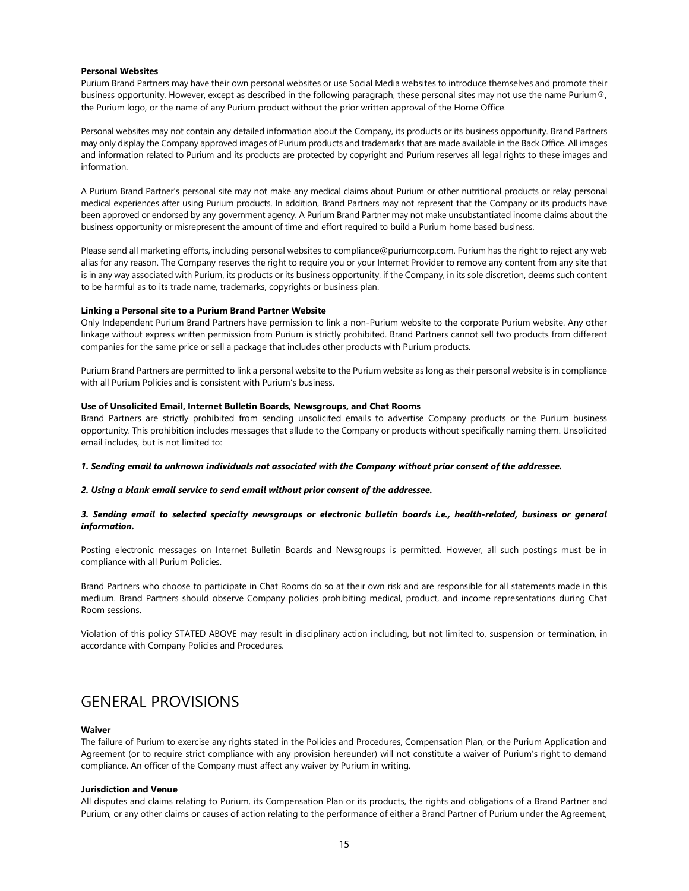**Personal Websites**

Purium Brand Partners may have their own personal websites or use Social Media websites to introduce themselves and promote their business opportunity. However, except as described in the following paragraph, these personal sites may not use the name Purium®, the Purium logo, or the name of any Purium product without the prior written approval of the Home Office.

Personal websites may not contain any detailed information about the Company, its products or its business opportunity. Brand Partners may only display the Company approved images of Purium products and trademarks that are made available in the Back Office. All images and information related to Purium and its products are protected by copyright and Purium reserves all legal rights to these images and information.

A Purium Brand Partner's personal site may not make any medical claims about Purium or other nutritional products or relay personal medical experiences after using Purium products. In addition, Brand Partners may not represent that the Company or its products have been approved or endorsed by any government agency. A Purium Brand Partner may not make unsubstantiated income claims about the business opportunity or misrepresent the amount of time and effort required to build a Purium home based business.

Please send all marketing efforts, including personal websites to compliance@puriumcorp.com. Purium has the right to reject any web alias for any reason. The Company reserves the right to require you or your Internet Provider to remove any content from any site that is in any way associated with Purium, its products or its business opportunity, if the Company, in its sole discretion, deems such content to be harmful as to its trade name, trademarks, copyrights or business plan.

**Linking a Personal site to a Purium Brand Partner Website**

Only Independent Purium Brand Partners have permission to link a non-Purium website to the corporate Purium website. Any other linkage without express written permission from Purium is strictly prohibited. Brand Partners cannot sell two products from different companies for the same price or sell a package that includes other products with Purium products.

Purium Brand Partners are permitted to link a personal website to the Purium website as long as their personal website is in compliance with all Purium Policies and is consistent with Purium's business.

**Use of Unsolicited Email, Internet Bulletin Boards, Newsgroups, and Chat Rooms**

Brand Partners are strictly prohibited from sending unsolicited emails to advertise Company products or the Purium business opportunity. This prohibition includes messages that allude to the Company or products without specifically naming them. Unsolicited email includes, but is not limited to:

***1. Sending email to unknown individuals not associated with the Company without prior consent of the addressee.***

***2. Using a blank email service to send email without prior consent of the addressee.***

***3. Sending email to selected specialty newsgroups or electronic bulletin boards i.e., health-related, business or general information.***

Posting electronic messages on Internet Bulletin Boards and Newsgroups is permitted. However, all such postings must be in compliance with all Purium Policies.

Brand Partners who choose to participate in Chat Rooms do so at their own risk and are responsible for all statements made in this medium. Brand Partners should observe Company policies prohibiting medical, product, and income representations during Chat Room sessions.

Violation of this policy STATED ABOVE may result in disciplinary action including, but not limited to, suspension or termination, in accordance with Company Policies and Procedures.

# GENERAL PROVISIONS

**Waiver**

The failure of Purium to exercise any rights stated in the Policies and Procedures, Compensation Plan, or the Purium Application and Agreement (or to require strict compliance with any provision hereunder) will not constitute a waiver of Purium's right to demand compliance. An officer of the Company must affect any waiver by Purium in writing.

**Jurisdiction and Venue**

All disputes and claims relating to Purium, its Compensation Plan or its products, the rights and obligations of a Brand Partner and Purium, or any other claims or causes of action relating to the performance of either a Brand Partner of Purium under the Agreement,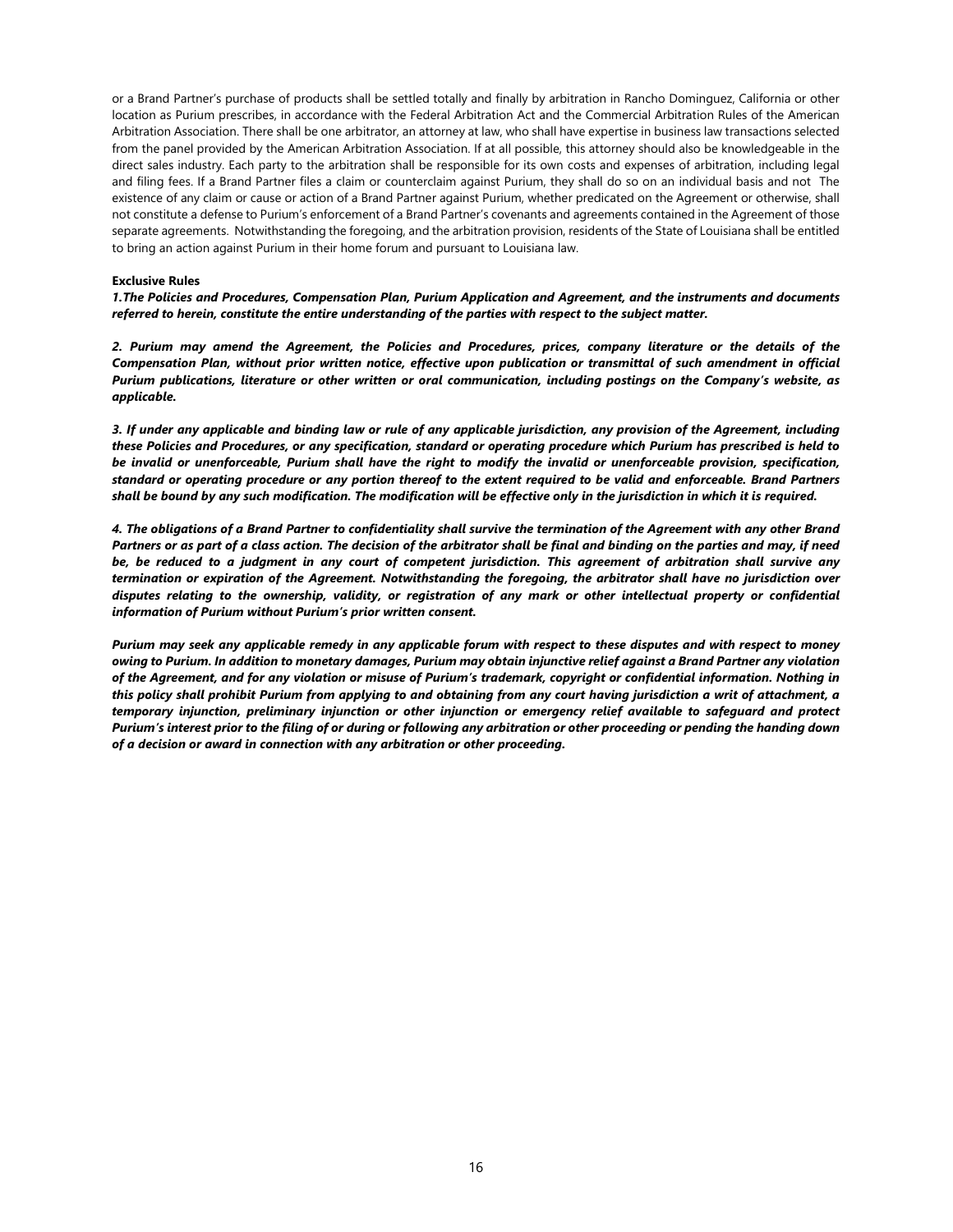or a Brand Partner's purchase of products shall be settled totally and finally by arbitration in Rancho Dominguez, California or other location as Purium prescribes, in accordance with the Federal Arbitration Act and the Commercial Arbitration Rules of the American Arbitration Association. There shall be one arbitrator, an attorney at law, who shall have expertise in business law transactions selected from the panel provided by the American Arbitration Association. If at all possible, this attorney should also be knowledgeable in the direct sales industry. Each party to the arbitration shall be responsible for its own costs and expenses of arbitration, including legal and filing fees. If a Brand Partner files a claim or counterclaim against Purium, they shall do so on an individual basis and not The existence of any claim or cause or action of a Brand Partner against Purium, whether predicated on the Agreement or otherwise, shall not constitute a defense to Purium's enforcement of a Brand Partner's covenants and agreements contained in the Agreement of those separate agreements. Notwithstanding the foregoing, and the arbitration provision, residents of the State of Louisiana shall be entitled to bring an action against Purium in their home forum and pursuant to Louisiana law.

**Exclusive Rules**

***1.The Policies and Procedures, Compensation Plan, Purium Application and Agreement, and the instruments and documents referred to herein, constitute the entire understanding of the parties with respect to the subject matter.***

***2. Purium may amend the Agreement, the Policies and Procedures, prices, company literature or the details of the Compensation Plan, without prior written notice, effective upon publication or transmittal of such amendment in official Purium publications, literature or other written or oral communication, including postings on the Company's website, as applicable.***

***3. If under any applicable and binding law or rule of any applicable jurisdiction, any provision of the Agreement, including these Policies and Procedures, or any specification, standard or operating procedure which Purium has prescribed is held to be invalid or unenforceable, Purium shall have the right to modify the invalid or unenforceable provision, specification, standard or operating procedure or any portion thereof to the extent required to be valid and enforceable. Brand Partners shall be bound by any such modification. The modification will be effective only in the jurisdiction in which it is required.***

***4. The obligations of a Brand Partner to confidentiality shall survive the termination of the Agreement with any other Brand Partners or as part of a class action. The decision of the arbitrator shall be final and binding on the parties and may, if need be, be reduced to a judgment in any court of competent jurisdiction. This agreement of arbitration shall survive any termination or expiration of the Agreement. Notwithstanding the foregoing, the arbitrator shall have no jurisdiction over disputes relating to the ownership, validity, or registration of any mark or other intellectual property or confidential information of Purium without Purium's prior written consent.***

***Purium may seek any applicable remedy in any applicable forum with respect to these disputes and with respect to money owing to Purium. In addition to monetary damages, Purium may obtain injunctive relief against a Brand Partner any violation of the Agreement, and for any violation or misuse of Purium's trademark, copyright or confidential information. Nothing in this policy shall prohibit Purium from applying to and obtaining from any court having jurisdiction a writ of attachment, a temporary injunction, preliminary injunction or other injunction or emergency relief available to safeguard and protect Purium's interest prior to the filing of or during or following any arbitration or other proceeding or pending the handing down of a decision or award in connection with any arbitration or other proceeding.***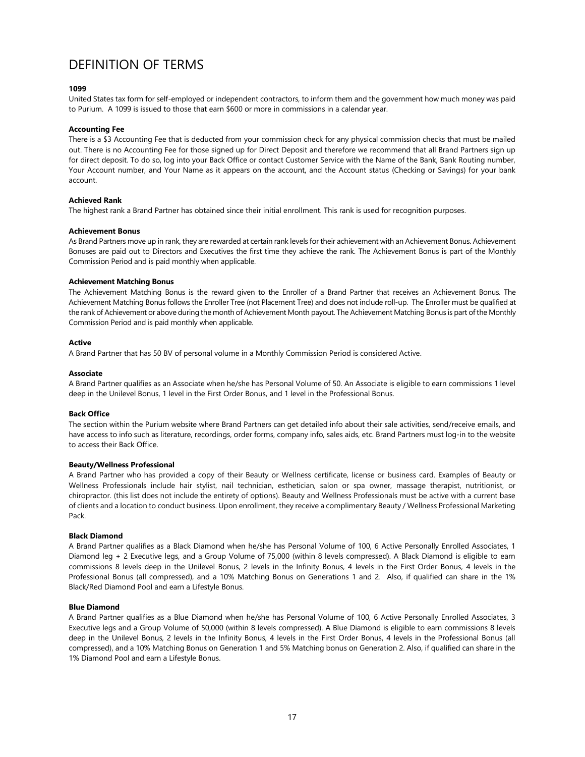# DEFINITION OF TERMS

**1099**

United States tax form for self-employed or independent contractors, to inform them and the government how much money was paid to Purium. A 1099 is issued to those that earn $600 or more in commissions in a calendar year.

**Accounting Fee**

There is a $3 Accounting Fee that is deducted from your commission check for any physical commission checks that must be mailed out. There is no Accounting Fee for those signed up for Direct Deposit and therefore we recommend that all Brand Partners sign up for direct deposit. To do so, log into your Back Office or contact Customer Service with the Name of the Bank, Bank Routing number, Your Account number, and Your Name as it appears on the account, and the Account status (Checking or Savings) for your bank account.

**Achieved Rank**

The highest rank a Brand Partner has obtained since their initial enrollment. This rank is used for recognition purposes.

**Achievement Bonus**

As Brand Partners move up in rank, they are rewarded at certain rank levels for their achievement with an Achievement Bonus. Achievement Bonuses are paid out to Directors and Executives the first time they achieve the rank. The Achievement Bonus is part of the Monthly Commission Period and is paid monthly when applicable.

**Achievement Matching Bonus**

The Achievement Matching Bonus is the reward given to the Enroller of a Brand Partner that receives an Achievement Bonus. The Achievement Matching Bonus follows the Enroller Tree (not Placement Tree) and does not include roll-up. The Enroller must be qualified at the rank of Achievement or above during the month of Achievement Month payout. The Achievement Matching Bonus is part of the Monthly Commission Period and is paid monthly when applicable.

**Active**

A Brand Partner that has 50 BV of personal volume in a Monthly Commission Period is considered Active.

**Associate**

A Brand Partner qualifies as an Associate when he/she has Personal Volume of 50. An Associate is eligible to earn commissions 1 level deep in the Unilevel Bonus, 1 level in the First Order Bonus, and 1 level in the Professional Bonus.

**Back Office**

The section within the Purium website where Brand Partners can get detailed info about their sale activities, send/receive emails, and have access to info such as literature, recordings, order forms, company info, sales aids, etc. Brand Partners must log-in to the website to access their Back Office.

**Beauty/Wellness Professional**

A Brand Partner who has provided a copy of their Beauty or Wellness certificate, license or business card. Examples of Beauty or Wellness Professionals include hair stylist, nail technician, esthetician, salon or spa owner, massage therapist, nutritionist, or chiropractor. (this list does not include the entirety of options). Beauty and Wellness Professionals must be active with a current base of clients and a location to conduct business. Upon enrollment, they receive a complimentary Beauty / Wellness Professional Marketing Pack.

**Black Diamond**

A Brand Partner qualifies as a Black Diamond when he/she has Personal Volume of 100, 6 Active Personally Enrolled Associates, 1 Diamond leg + 2 Executive legs, and a Group Volume of 75,000 (within 8 levels compressed). A Black Diamond is eligible to earn commissions 8 levels deep in the Unilevel Bonus, 2 levels in the Infinity Bonus, 4 levels in the First Order Bonus, 4 levels in the Professional Bonus (all compressed), and a 10% Matching Bonus on Generations 1 and 2. Also, if qualified can share in the 1% Black/Red Diamond Pool and earn a Lifestyle Bonus.

**Blue Diamond**

A Brand Partner qualifies as a Blue Diamond when he/she has Personal Volume of 100, 6 Active Personally Enrolled Associates, 3 Executive legs and a Group Volume of 50,000 (within 8 levels compressed). A Blue Diamond is eligible to earn commissions 8 levels deep in the Unilevel Bonus, 2 levels in the Infinity Bonus, 4 levels in the First Order Bonus, 4 levels in the Professional Bonus (all compressed), and a 10% Matching Bonus on Generation 1 and 5% Matching bonus on Generation 2. Also, if qualified can share in the 1% Diamond Pool and earn a Lifestyle Bonus.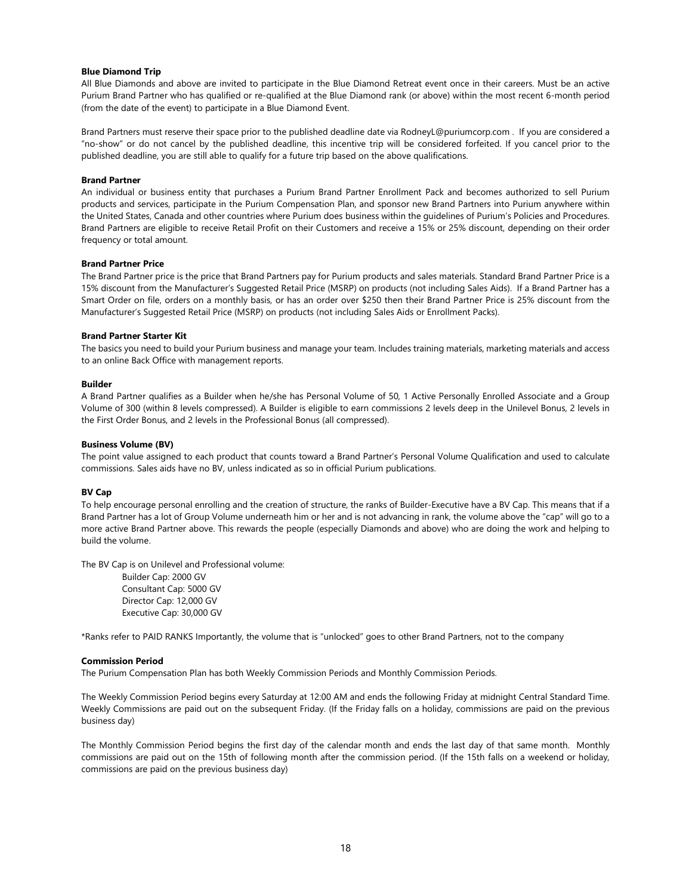**Blue Diamond Trip**

All Blue Diamonds and above are invited to participate in the Blue Diamond Retreat event once in their careers. Must be an active Purium Brand Partner who has qualified or re-qualified at the Blue Diamond rank (or above) within the most recent 6-month period (from the date of the event) to participate in a Blue Diamond Event.

Brand Partners must reserve their space prior to the published deadline date via RodneyL@puriumcorp.com . If you are considered a "no-show" or do not cancel by the published deadline, this incentive trip will be considered forfeited. If you cancel prior to the published deadline, you are still able to qualify for a future trip based on the above qualifications.

**Brand Partner**

An individual or business entity that purchases a Purium Brand Partner Enrollment Pack and becomes authorized to sell Purium products and services, participate in the Purium Compensation Plan, and sponsor new Brand Partners into Purium anywhere within the United States, Canada and other countries where Purium does business within the guidelines of Purium's Policies and Procedures. Brand Partners are eligible to receive Retail Profit on their Customers and receive a 15% or 25% discount, depending on their order frequency or total amount.

**Brand Partner Price**

The Brand Partner price is the price that Brand Partners pay for Purium products and sales materials. Standard Brand Partner Price is a 15% discount from the Manufacturer's Suggested Retail Price (MSRP) on products (not including Sales Aids). If a Brand Partner has a Smart Order on file, orders on a monthly basis, or has an order over $250 then their Brand Partner Price is 25% discount from the Manufacturer's Suggested Retail Price (MSRP) on products (not including Sales Aids or Enrollment Packs).

**Brand Partner Starter Kit**

The basics you need to build your Purium business and manage your team. Includes training materials, marketing materials and access to an online Back Office with management reports.

**Builder**

A Brand Partner qualifies as a Builder when he/she has Personal Volume of 50, 1 Active Personally Enrolled Associate and a Group Volume of 300 (within 8 levels compressed). A Builder is eligible to earn commissions 2 levels deep in the Unilevel Bonus, 2 levels in the First Order Bonus, and 2 levels in the Professional Bonus (all compressed).

**Business Volume (BV)**

The point value assigned to each product that counts toward a Brand Partner's Personal Volume Qualification and used to calculate commissions. Sales aids have no BV, unless indicated as so in official Purium publications.

**BV Cap**

To help encourage personal enrolling and the creation of structure, the ranks of Builder-Executive have a BV Cap. This means that if a Brand Partner has a lot of Group Volume underneath him or her and is not advancing in rank, the volume above the "cap" will go to a more active Brand Partner above. This rewards the people (especially Diamonds and above) who are doing the work and helping to build the volume.

The BV Cap is on Unilevel and Professional volume:

- Builder Cap: 2000 GV
- Consultant Cap: 5000 GV
- Director Cap: 12,000 GV
- Executive Cap: 30,000 GV

*Ranks refer to PAID RANKS Importantly, the volume that is "unlocked" goes to other Brand Partners, not to the company

**Commission Period**

The Purium Compensation Plan has both Weekly Commission Periods and Monthly Commission Periods.

The Weekly Commission Period begins every Saturday at 12:00 AM and ends the following Friday at midnight Central Standard Time. Weekly Commissions are paid out on the subsequent Friday. (If the Friday falls on a holiday, commissions are paid on the previous business day)

The Monthly Commission Period begins the first day of the calendar month and ends the last day of that same month. Monthly commissions are paid out on the 15th of following month after the commission period. (If the 15th falls on a weekend or holiday, commissions are paid on the previous business day)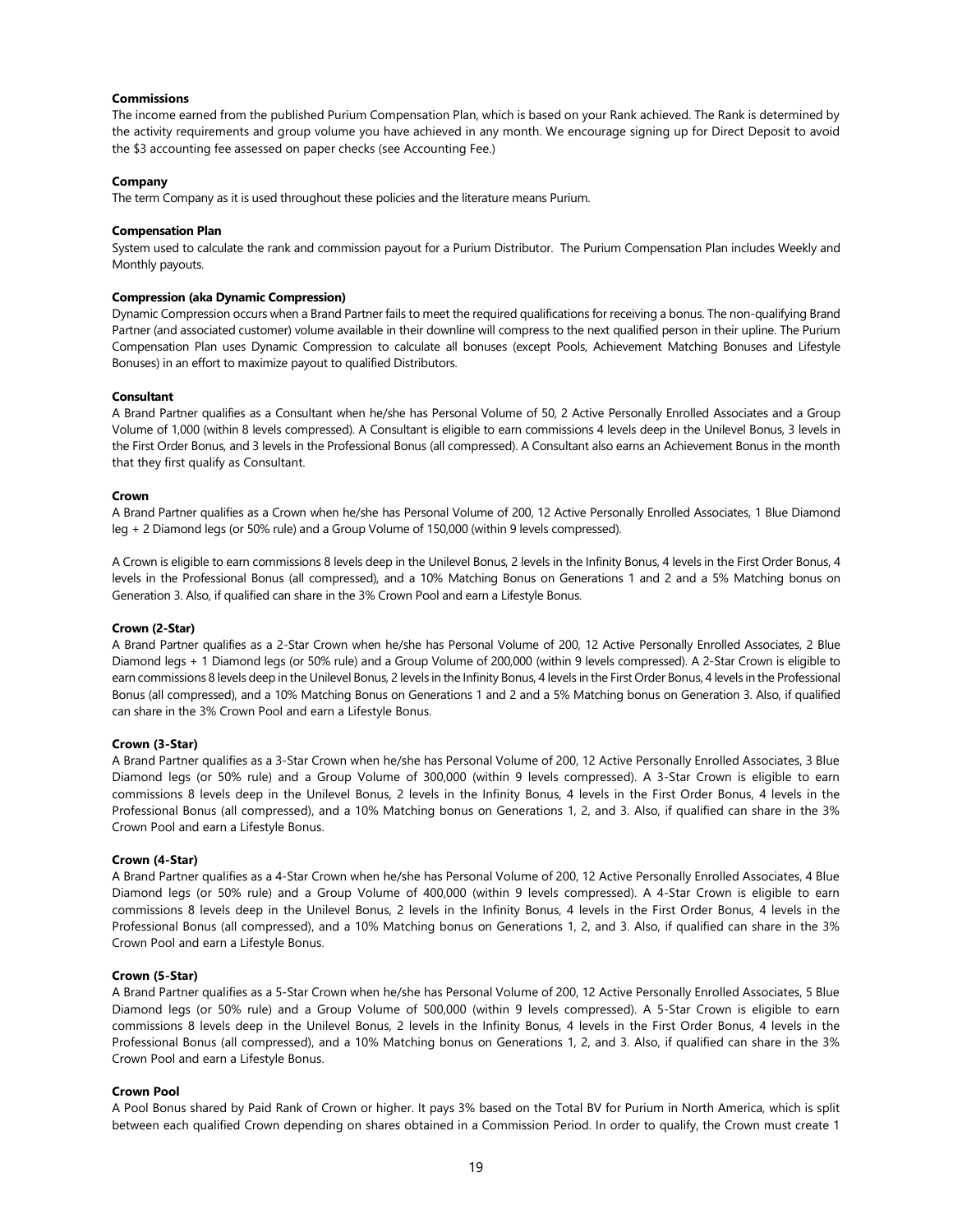**Commissions**

The income earned from the published Purium Compensation Plan, which is based on your Rank achieved. The Rank is determined by the activity requirements and group volume you have achieved in any month. We encourage signing up for Direct Deposit to avoid the $3 accounting fee assessed on paper checks (see Accounting Fee.)

**Company**

The term Company as it is used throughout these policies and the literature means Purium.

**Compensation Plan**

System used to calculate the rank and commission payout for a Purium Distributor. The Purium Compensation Plan includes Weekly and Monthly payouts.

**Compression (aka Dynamic Compression)**

Dynamic Compression occurs when a Brand Partner fails to meet the required qualifications for receiving a bonus. The non-qualifying Brand Partner (and associated customer) volume available in their downline will compress to the next qualified person in their upline. The Purium Compensation Plan uses Dynamic Compression to calculate all bonuses (except Pools, Achievement Matching Bonuses and Lifestyle Bonuses) in an effort to maximize payout to qualified Distributors.

**Consultant**

A Brand Partner qualifies as a Consultant when he/she has Personal Volume of 50, 2 Active Personally Enrolled Associates and a Group Volume of 1,000 (within 8 levels compressed). A Consultant is eligible to earn commissions 4 levels deep in the Unilevel Bonus, 3 levels in the First Order Bonus, and 3 levels in the Professional Bonus (all compressed). A Consultant also earns an Achievement Bonus in the month that they first qualify as Consultant.

**Crown**

A Brand Partner qualifies as a Crown when he/she has Personal Volume of 200, 12 Active Personally Enrolled Associates, 1 Blue Diamond leg + 2 Diamond legs (or 50% rule) and a Group Volume of 150,000 (within 9 levels compressed).

A Crown is eligible to earn commissions 8 levels deep in the Unilevel Bonus, 2 levels in the Infinity Bonus, 4 levels in the First Order Bonus, 4 levels in the Professional Bonus (all compressed), and a 10% Matching Bonus on Generations 1 and 2 and a 5% Matching bonus on Generation 3. Also, if qualified can share in the 3% Crown Pool and earn a Lifestyle Bonus.

**Crown (2-Star)**

A Brand Partner qualifies as a 2-Star Crown when he/she has Personal Volume of 200, 12 Active Personally Enrolled Associates, 2 Blue Diamond legs + 1 Diamond legs (or 50% rule) and a Group Volume of 200,000 (within 9 levels compressed). A 2-Star Crown is eligible to earn commissions 8 levels deep in the Unilevel Bonus, 2 levels in the Infinity Bonus, 4 levels in the First Order Bonus, 4 levels in the Professional Bonus (all compressed), and a 10% Matching Bonus on Generations 1 and 2 and a 5% Matching bonus on Generation 3. Also, if qualified can share in the 3% Crown Pool and earn a Lifestyle Bonus.

**Crown (3-Star)**

A Brand Partner qualifies as a 3-Star Crown when he/she has Personal Volume of 200, 12 Active Personally Enrolled Associates, 3 Blue Diamond legs (or 50% rule) and a Group Volume of 300,000 (within 9 levels compressed). A 3-Star Crown is eligible to earn commissions 8 levels deep in the Unilevel Bonus, 2 levels in the Infinity Bonus, 4 levels in the First Order Bonus, 4 levels in the Professional Bonus (all compressed), and a 10% Matching bonus on Generations 1, 2, and 3. Also, if qualified can share in the 3% Crown Pool and earn a Lifestyle Bonus.

**Crown (4-Star)**

A Brand Partner qualifies as a 4-Star Crown when he/she has Personal Volume of 200, 12 Active Personally Enrolled Associates, 4 Blue Diamond legs (or 50% rule) and a Group Volume of 400,000 (within 9 levels compressed). A 4-Star Crown is eligible to earn commissions 8 levels deep in the Unilevel Bonus, 2 levels in the Infinity Bonus, 4 levels in the First Order Bonus, 4 levels in the Professional Bonus (all compressed), and a 10% Matching bonus on Generations 1, 2, and 3. Also, if qualified can share in the 3% Crown Pool and earn a Lifestyle Bonus.

**Crown (5-Star)**

A Brand Partner qualifies as a 5-Star Crown when he/she has Personal Volume of 200, 12 Active Personally Enrolled Associates, 5 Blue Diamond legs (or 50% rule) and a Group Volume of 500,000 (within 9 levels compressed). A 5-Star Crown is eligible to earn commissions 8 levels deep in the Unilevel Bonus, 2 levels in the Infinity Bonus, 4 levels in the First Order Bonus, 4 levels in the Professional Bonus (all compressed), and a 10% Matching bonus on Generations 1, 2, and 3. Also, if qualified can share in the 3% Crown Pool and earn a Lifestyle Bonus.

**Crown Pool**

A Pool Bonus shared by Paid Rank of Crown or higher. It pays 3% based on the Total BV for Purium in North America, which is split between each qualified Crown depending on shares obtained in a Commission Period. In order to qualify, the Crown must create 1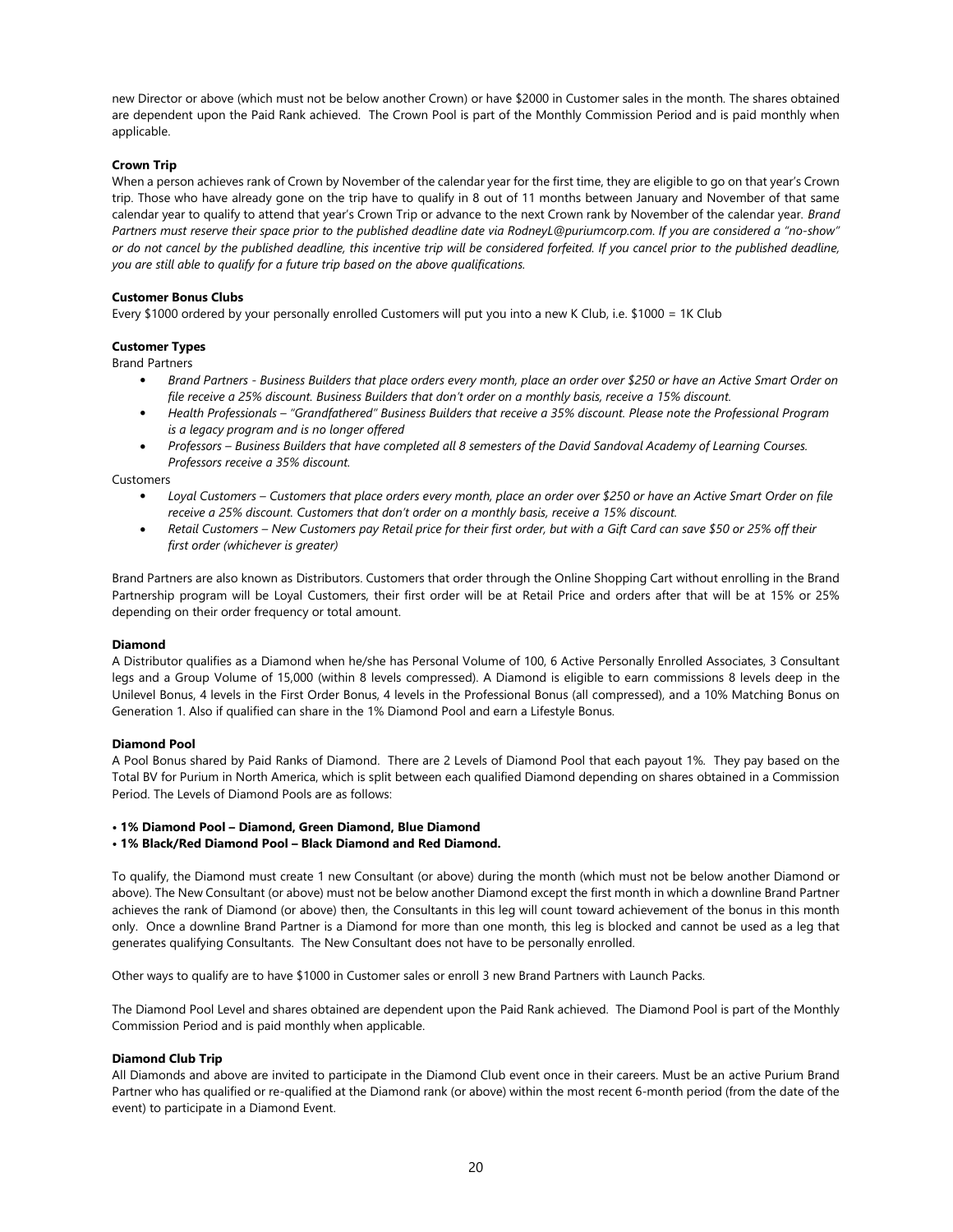new Director or above (which must not be below another Crown) or have $2000 in Customer sales in the month. The shares obtained are dependent upon the Paid Rank achieved. The Crown Pool is part of the Monthly Commission Period and is paid monthly when applicable.

**Crown Trip**

When a person achieves rank of Crown by November of the calendar year for the first time, they are eligible to go on that year's Crown trip. Those who have already gone on the trip have to qualify in 8 out of 11 months between January and November of that same calendar year to qualify to attend that year's Crown Trip or advance to the next Crown rank by November of the calendar year. *Brand Partners must reserve their space prior to the published deadline date via RodneyL@puriumcorp.com. If you are considered a "no-show" or do not cancel by the published deadline, this incentive trip will be considered forfeited. If you cancel prior to the published deadline, you are still able to qualify for a future trip based on the above qualifications.*

**Customer Bonus Clubs**

Every $1000 ordered by your personally enrolled Customers will put you into a new K Club, i.e. $1000 = 1K Club

**Customer Types**

Brand Partners

- *Brand Partners - Business Builders that place orders every month, place an order over $250 or have an Active Smart Order on file receive a 25% discount. Business Builders that don't order on a monthly basis, receive a 15% discount.*
- *Health Professionals – "Grandfathered" Business Builders that receive a 35% discount. Please note the Professional Program is a legacy program and is no longer offered*
- *Professors – Business Builders that have completed all 8 semesters of the David Sandoval Academy of Learning Courses. Professors receive a 35% discount.*

Customers

- *Loyal Customers – Customers that place orders every month, place an order over $250 or have an Active Smart Order on file receive a 25% discount. Customers that don't order on a monthly basis, receive a 15% discount.*
- *Retail Customers – New Customers pay Retail price for their first order, but with a Gift Card can save $50 or 25% off their first order (whichever is greater)*

Brand Partners are also known as Distributors. Customers that order through the Online Shopping Cart without enrolling in the Brand Partnership program will be Loyal Customers, their first order will be at Retail Price and orders after that will be at 15% or 25% depending on their order frequency or total amount.

**Diamond**

A Distributor qualifies as a Diamond when he/she has Personal Volume of 100, 6 Active Personally Enrolled Associates, 3 Consultant legs and a Group Volume of 15,000 (within 8 levels compressed). A Diamond is eligible to earn commissions 8 levels deep in the Unilevel Bonus, 4 levels in the First Order Bonus, 4 levels in the Professional Bonus (all compressed), and a 10% Matching Bonus on Generation 1. Also if qualified can share in the 1% Diamond Pool and earn a Lifestyle Bonus.

**Diamond Pool**

A Pool Bonus shared by Paid Ranks of Diamond. There are 2 Levels of Diamond Pool that each payout 1%. They pay based on the Total BV for Purium in North America, which is split between each qualified Diamond depending on shares obtained in a Commission Period. The Levels of Diamond Pools are as follows:

- **1% Diamond Pool – Diamond, Green Diamond, Blue Diamond**
- **1% Black/Red Diamond Pool – Black Diamond and Red Diamond.**

To qualify, the Diamond must create 1 new Consultant (or above) during the month (which must not be below another Diamond or above). The New Consultant (or above) must not be below another Diamond except the first month in which a downline Brand Partner achieves the rank of Diamond (or above) then, the Consultants in this leg will count toward achievement of the bonus in this month only. Once a downline Brand Partner is a Diamond for more than one month, this leg is blocked and cannot be used as a leg that generates qualifying Consultants. The New Consultant does not have to be personally enrolled.

Other ways to qualify are to have $1000 in Customer sales or enroll 3 new Brand Partners with Launch Packs.

The Diamond Pool Level and shares obtained are dependent upon the Paid Rank achieved. The Diamond Pool is part of the Monthly Commission Period and is paid monthly when applicable.

**Diamond Club Trip**

All Diamonds and above are invited to participate in the Diamond Club event once in their careers. Must be an active Purium Brand Partner who has qualified or re-qualified at the Diamond rank (or above) within the most recent 6-month period (from the date of the event) to participate in a Diamond Event.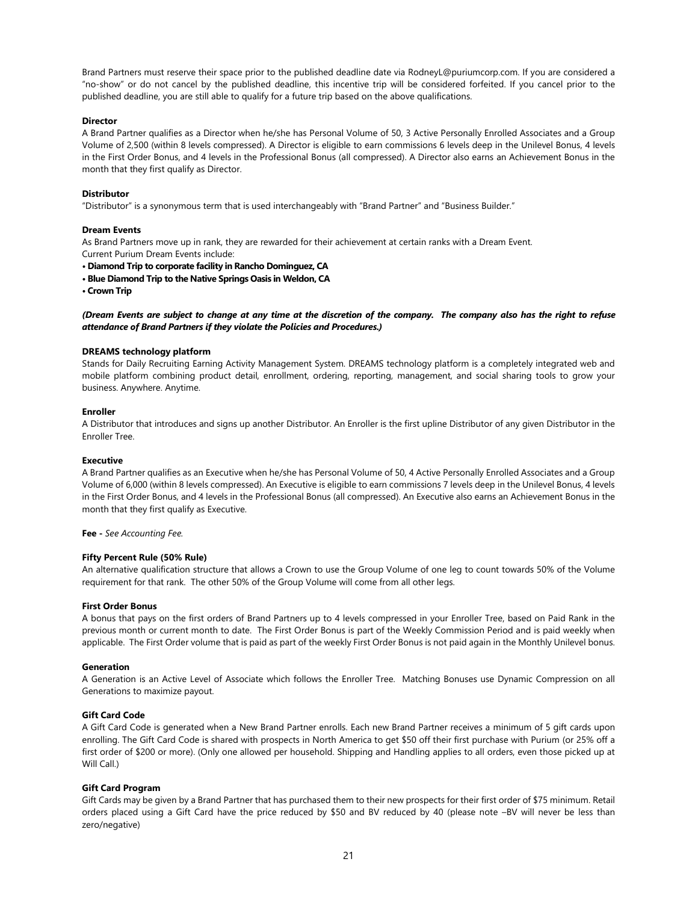Brand Partners must reserve their space prior to the published deadline date via RodneyL@puriumcorp.com. If you are considered a "no-show" or do not cancel by the published deadline, this incentive trip will be considered forfeited. If you cancel prior to the published deadline, you are still able to qualify for a future trip based on the above qualifications.

**Director**

A Brand Partner qualifies as a Director when he/she has Personal Volume of 50, 3 Active Personally Enrolled Associates and a Group Volume of 2,500 (within 8 levels compressed). A Director is eligible to earn commissions 6 levels deep in the Unilevel Bonus, 4 levels in the First Order Bonus, and 4 levels in the Professional Bonus (all compressed). A Director also earns an Achievement Bonus in the month that they first qualify as Director.

**Distributor**

"Distributor" is a synonymous term that is used interchangeably with "Brand Partner" and "Business Builder."

**Dream Events**

As Brand Partners move up in rank, they are rewarded for their achievement at certain ranks with a Dream Event.
Current Purium Dream Events include:

- **Diamond Trip to corporate facility in Rancho Dominguez, CA**
- **Blue Diamond Trip to the Native Springs Oasis in Weldon, CA**
- **Crown Trip**

***(Dream Events are subject to change at any time at the discretion of the company. The company also has the right to refuse attendance of Brand Partners if they violate the Policies and Procedures.)***

**DREAMS technology platform**

Stands for Daily Recruiting Earning Activity Management System. DREAMS technology platform is a completely integrated web and mobile platform combining product detail, enrollment, ordering, reporting, management, and social sharing tools to grow your business. Anywhere. Anytime.

**Enroller**

A Distributor that introduces and signs up another Distributor. An Enroller is the first upline Distributor of any given Distributor in the Enroller Tree.

**Executive**

A Brand Partner qualifies as an Executive when he/she has Personal Volume of 50, 4 Active Personally Enrolled Associates and a Group Volume of 6,000 (within 8 levels compressed). An Executive is eligible to earn commissions 7 levels deep in the Unilevel Bonus, 4 levels in the First Order Bonus, and 4 levels in the Professional Bonus (all compressed). An Executive also earns an Achievement Bonus in the month that they first qualify as Executive.

**Fee -** *See Accounting Fee.*

**Fifty Percent Rule (50% Rule)**

An alternative qualification structure that allows a Crown to use the Group Volume of one leg to count towards 50% of the Volume requirement for that rank. The other 50% of the Group Volume will come from all other legs.

**First Order Bonus**

A bonus that pays on the first orders of Brand Partners up to 4 levels compressed in your Enroller Tree, based on Paid Rank in the previous month or current month to date. The First Order Bonus is part of the Weekly Commission Period and is paid weekly when applicable. The First Order volume that is paid as part of the weekly First Order Bonus is not paid again in the Monthly Unilevel bonus.

**Generation**

A Generation is an Active Level of Associate which follows the Enroller Tree. Matching Bonuses use Dynamic Compression on all Generations to maximize payout.

**Gift Card Code**

A Gift Card Code is generated when a New Brand Partner enrolls. Each new Brand Partner receives a minimum of 5 gift cards upon enrolling. The Gift Card Code is shared with prospects in North America to get $50 off their first purchase with Purium (or 25% off a first order of $200 or more). (Only one allowed per household. Shipping and Handling applies to all orders, even those picked up at Will Call.)

**Gift Card Program**

Gift Cards may be given by a Brand Partner that has purchased them to their new prospects for their first order of $75 minimum. Retail orders placed using a Gift Card have the price reduced by $50 and BV reduced by 40 (please note –BV will never be less than zero/negative)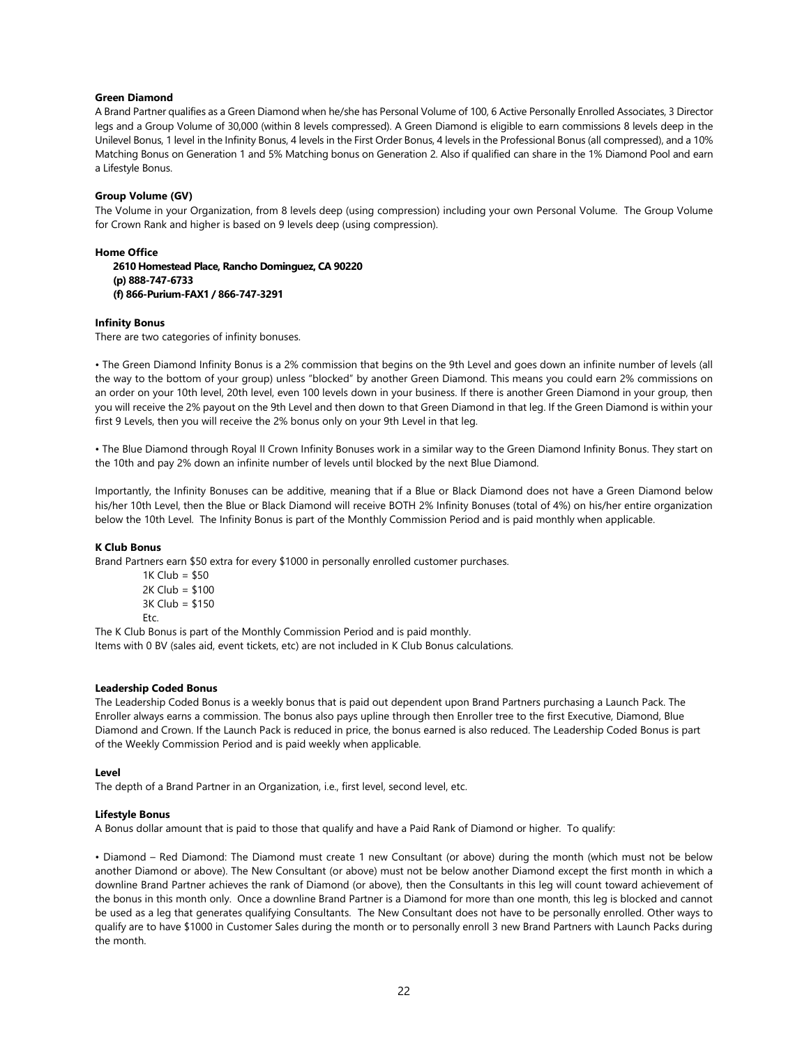**Green Diamond**

A Brand Partner qualifies as a Green Diamond when he/she has Personal Volume of 100, 6 Active Personally Enrolled Associates, 3 Director legs and a Group Volume of 30,000 (within 8 levels compressed). A Green Diamond is eligible to earn commissions 8 levels deep in the Unilevel Bonus, 1 level in the Infinity Bonus, 4 levels in the First Order Bonus, 4 levels in the Professional Bonus (all compressed), and a 10% Matching Bonus on Generation 1 and 5% Matching bonus on Generation 2. Also if qualified can share in the 1% Diamond Pool and earn a Lifestyle Bonus.

**Group Volume (GV)**

The Volume in your Organization, from 8 levels deep (using compression) including your own Personal Volume. The Group Volume for Crown Rank and higher is based on 9 levels deep (using compression).

**Home Office**

**2610 Homestead Place, Rancho Dominguez, CA 90220**
**(p) 888-747-6733**
**(f) 866-Purium-FAX1 / 866-747-3291**

**Infinity Bonus**

There are two categories of infinity bonuses.

• The Green Diamond Infinity Bonus is a 2% commission that begins on the 9th Level and goes down an infinite number of levels (all the way to the bottom of your group) unless "blocked" by another Green Diamond. This means you could earn 2% commissions on an order on your 10th level, 20th level, even 100 levels down in your business. If there is another Green Diamond in your group, then you will receive the 2% payout on the 9th Level and then down to that Green Diamond in that leg. If the Green Diamond is within your first 9 Levels, then you will receive the 2% bonus only on your 9th Level in that leg.

• The Blue Diamond through Royal II Crown Infinity Bonuses work in a similar way to the Green Diamond Infinity Bonus. They start on the 10th and pay 2% down an infinite number of levels until blocked by the next Blue Diamond.

Importantly, the Infinity Bonuses can be additive, meaning that if a Blue or Black Diamond does not have a Green Diamond below his/her 10th Level, then the Blue or Black Diamond will receive BOTH 2% Infinity Bonuses (total of 4%) on his/her entire organization below the 10th Level. The Infinity Bonus is part of the Monthly Commission Period and is paid monthly when applicable.

**K Club Bonus**

Brand Partners earn $50 extra for every $1000 in personally enrolled customer purchases.

1K Club = $50
2K Club = $100
3K Club = $150
Etc.

The K Club Bonus is part of the Monthly Commission Period and is paid monthly.
Items with 0 BV (sales aid, event tickets, etc) are not included in K Club Bonus calculations.

**Leadership Coded Bonus**

The Leadership Coded Bonus is a weekly bonus that is paid out dependent upon Brand Partners purchasing a Launch Pack. The Enroller always earns a commission. The bonus also pays upline through then Enroller tree to the first Executive, Diamond, Blue Diamond and Crown. If the Launch Pack is reduced in price, the bonus earned is also reduced. The Leadership Coded Bonus is part of the Weekly Commission Period and is paid weekly when applicable.

**Level**

The depth of a Brand Partner in an Organization, i.e., first level, second level, etc.

**Lifestyle Bonus**

A Bonus dollar amount that is paid to those that qualify and have a Paid Rank of Diamond or higher. To qualify:

• Diamond – Red Diamond: The Diamond must create 1 new Consultant (or above) during the month (which must not be below another Diamond or above). The New Consultant (or above) must not be below another Diamond except the first month in which a downline Brand Partner achieves the rank of Diamond (or above), then the Consultants in this leg will count toward achievement of the bonus in this month only. Once a downline Brand Partner is a Diamond for more than one month, this leg is blocked and cannot be used as a leg that generates qualifying Consultants. The New Consultant does not have to be personally enrolled. Other ways to qualify are to have $1000 in Customer Sales during the month or to personally enroll 3 new Brand Partners with Launch Packs during the month.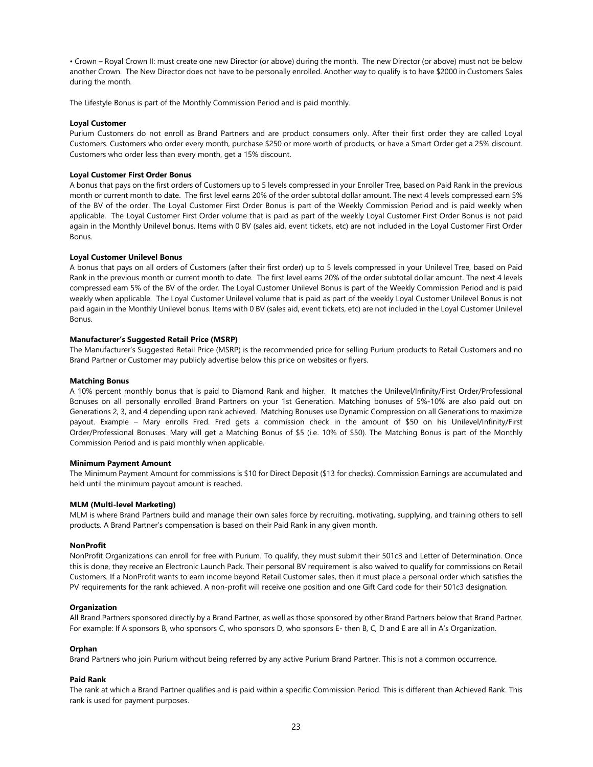• Crown – Royal Crown II: must create one new Director (or above) during the month. The new Director (or above) must not be below another Crown. The New Director does not have to be personally enrolled. Another way to qualify is to have $2000 in Customers Sales during the month.

The Lifestyle Bonus is part of the Monthly Commission Period and is paid monthly.

**Loyal Customer**

Purium Customers do not enroll as Brand Partners and are product consumers only. After their first order they are called Loyal Customers. Customers who order every month, purchase $250 or more worth of products, or have a Smart Order get a 25% discount. Customers who order less than every month, get a 15% discount.

**Loyal Customer First Order Bonus**

A bonus that pays on the first orders of Customers up to 5 levels compressed in your Enroller Tree, based on Paid Rank in the previous month or current month to date. The first level earns 20% of the order subtotal dollar amount. The next 4 levels compressed earn 5% of the BV of the order. The Loyal Customer First Order Bonus is part of the Weekly Commission Period and is paid weekly when applicable. The Loyal Customer First Order volume that is paid as part of the weekly Loyal Customer First Order Bonus is not paid again in the Monthly Unilevel bonus. Items with 0 BV (sales aid, event tickets, etc) are not included in the Loyal Customer First Order Bonus.

**Loyal Customer Unilevel Bonus**

A bonus that pays on all orders of Customers (after their first order) up to 5 levels compressed in your Unilevel Tree, based on Paid Rank in the previous month or current month to date. The first level earns 20% of the order subtotal dollar amount. The next 4 levels compressed earn 5% of the BV of the order. The Loyal Customer Unilevel Bonus is part of the Weekly Commission Period and is paid weekly when applicable. The Loyal Customer Unilevel volume that is paid as part of the weekly Loyal Customer Unilevel Bonus is not paid again in the Monthly Unilevel bonus. Items with 0 BV (sales aid, event tickets, etc) are not included in the Loyal Customer Unilevel Bonus.

**Manufacturer's Suggested Retail Price (MSRP)**

The Manufacturer's Suggested Retail Price (MSRP) is the recommended price for selling Purium products to Retail Customers and no Brand Partner or Customer may publicly advertise below this price on websites or flyers.

**Matching Bonus**

A 10% percent monthly bonus that is paid to Diamond Rank and higher. It matches the Unilevel/Infinity/First Order/Professional Bonuses on all personally enrolled Brand Partners on your 1st Generation. Matching bonuses of 5%-10% are also paid out on Generations 2, 3, and 4 depending upon rank achieved. Matching Bonuses use Dynamic Compression on all Generations to maximize payout. Example – Mary enrolls Fred. Fred gets a commission check in the amount of $50 on his Unilevel/Infinity/First Order/Professional Bonuses. Mary will get a Matching Bonus of $5 (i.e. 10% of $50). The Matching Bonus is part of the Monthly Commission Period and is paid monthly when applicable.

**Minimum Payment Amount**

The Minimum Payment Amount for commissions is $10 for Direct Deposit ($13 for checks). Commission Earnings are accumulated and held until the minimum payout amount is reached.

**MLM (Multi-level Marketing)**

MLM is where Brand Partners build and manage their own sales force by recruiting, motivating, supplying, and training others to sell products. A Brand Partner's compensation is based on their Paid Rank in any given month.

**NonProfit**

NonProfit Organizations can enroll for free with Purium. To qualify, they must submit their 501c3 and Letter of Determination. Once this is done, they receive an Electronic Launch Pack. Their personal BV requirement is also waived to qualify for commissions on Retail Customers. If a NonProfit wants to earn income beyond Retail Customer sales, then it must place a personal order which satisfies the PV requirements for the rank achieved. A non-profit will receive one position and one Gift Card code for their 501c3 designation.

**Organization**

All Brand Partners sponsored directly by a Brand Partner, as well as those sponsored by other Brand Partners below that Brand Partner. For example: If A sponsors B, who sponsors C, who sponsors D, who sponsors E- then B, C, D and E are all in A's Organization.

**Orphan**

Brand Partners who join Purium without being referred by any active Purium Brand Partner. This is not a common occurrence.

**Paid Rank**

The rank at which a Brand Partner qualifies and is paid within a specific Commission Period. This is different than Achieved Rank. This rank is used for payment purposes.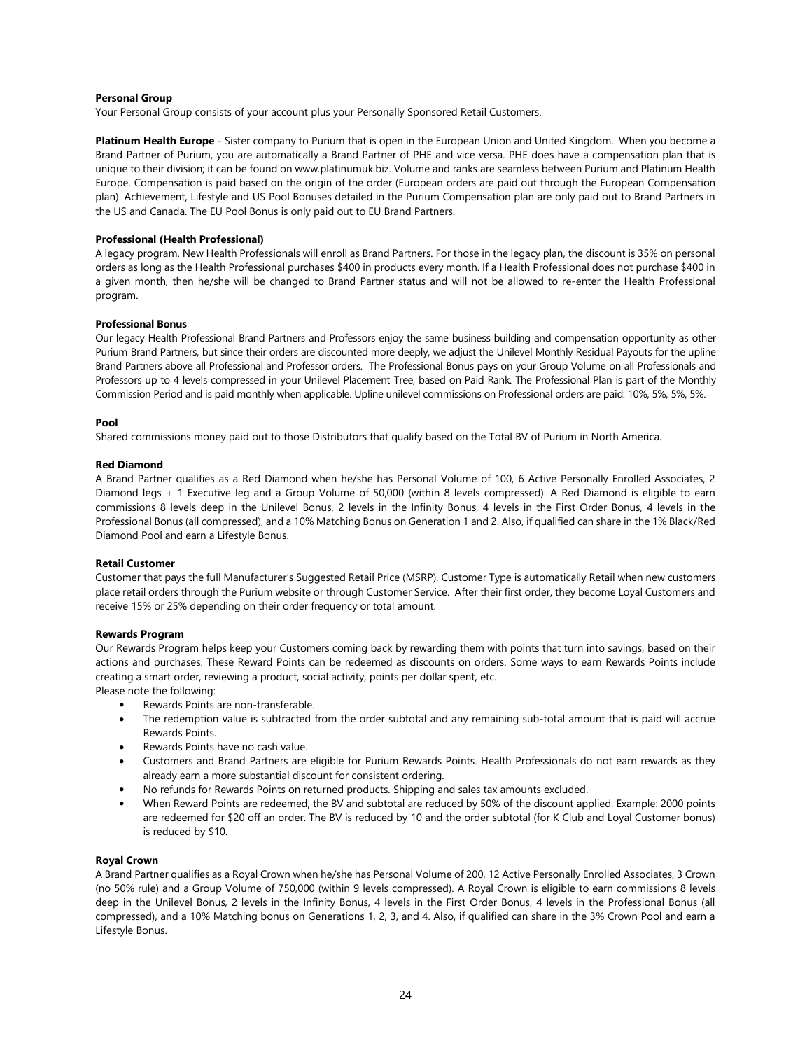**Personal Group**

Your Personal Group consists of your account plus your Personally Sponsored Retail Customers.

**Platinum Health Europe** - Sister company to Purium that is open in the European Union and United Kingdom.. When you become a Brand Partner of Purium, you are automatically a Brand Partner of PHE and vice versa. PHE does have a compensation plan that is unique to their division; it can be found on www.platinumuk.biz. Volume and ranks are seamless between Purium and Platinum Health Europe. Compensation is paid based on the origin of the order (European orders are paid out through the European Compensation plan). Achievement, Lifestyle and US Pool Bonuses detailed in the Purium Compensation plan are only paid out to Brand Partners in the US and Canada. The EU Pool Bonus is only paid out to EU Brand Partners.

**Professional (Health Professional)**

A legacy program. New Health Professionals will enroll as Brand Partners. For those in the legacy plan, the discount is 35% on personal orders as long as the Health Professional purchases $400 in products every month. If a Health Professional does not purchase $400 in a given month, then he/she will be changed to Brand Partner status and will not be allowed to re-enter the Health Professional program.

**Professional Bonus**

Our legacy Health Professional Brand Partners and Professors enjoy the same business building and compensation opportunity as other Purium Brand Partners, but since their orders are discounted more deeply, we adjust the Unilevel Monthly Residual Payouts for the upline Brand Partners above all Professional and Professor orders. The Professional Bonus pays on your Group Volume on all Professionals and Professors up to 4 levels compressed in your Unilevel Placement Tree, based on Paid Rank. The Professional Plan is part of the Monthly Commission Period and is paid monthly when applicable. Upline unilevel commissions on Professional orders are paid: 10%, 5%, 5%, 5%.

**Pool**

Shared commissions money paid out to those Distributors that qualify based on the Total BV of Purium in North America.

**Red Diamond**

A Brand Partner qualifies as a Red Diamond when he/she has Personal Volume of 100, 6 Active Personally Enrolled Associates, 2 Diamond legs + 1 Executive leg and a Group Volume of 50,000 (within 8 levels compressed). A Red Diamond is eligible to earn commissions 8 levels deep in the Unilevel Bonus, 2 levels in the Infinity Bonus, 4 levels in the First Order Bonus, 4 levels in the Professional Bonus (all compressed), and a 10% Matching Bonus on Generation 1 and 2. Also, if qualified can share in the 1% Black/Red Diamond Pool and earn a Lifestyle Bonus.

**Retail Customer**

Customer that pays the full Manufacturer's Suggested Retail Price (MSRP). Customer Type is automatically Retail when new customers place retail orders through the Purium website or through Customer Service. After their first order, they become Loyal Customers and receive 15% or 25% depending on their order frequency or total amount.

**Rewards Program**

Our Rewards Program helps keep your Customers coming back by rewarding them with points that turn into savings, based on their actions and purchases. These Reward Points can be redeemed as discounts on orders. Some ways to earn Rewards Points include creating a smart order, reviewing a product, social activity, points per dollar spent, etc.
Please note the following:

- Rewards Points are non-transferable.
- The redemption value is subtracted from the order subtotal and any remaining sub-total amount that is paid will accrue Rewards Points.
- Rewards Points have no cash value.
- Customers and Brand Partners are eligible for Purium Rewards Points. Health Professionals do not earn rewards as they already earn a more substantial discount for consistent ordering.
- No refunds for Rewards Points on returned products. Shipping and sales tax amounts excluded.
- When Reward Points are redeemed, the BV and subtotal are reduced by 50% of the discount applied. Example: 2000 points are redeemed for $20 off an order. The BV is reduced by 10 and the order subtotal (for K Club and Loyal Customer bonus) is reduced by $10.

**Royal Crown**

A Brand Partner qualifies as a Royal Crown when he/she has Personal Volume of 200, 12 Active Personally Enrolled Associates, 3 Crown (no 50% rule) and a Group Volume of 750,000 (within 9 levels compressed). A Royal Crown is eligible to earn commissions 8 levels deep in the Unilevel Bonus, 2 levels in the Infinity Bonus, 4 levels in the First Order Bonus, 4 levels in the Professional Bonus (all compressed), and a 10% Matching bonus on Generations 1, 2, 3, and 4. Also, if qualified can share in the 3% Crown Pool and earn a Lifestyle Bonus.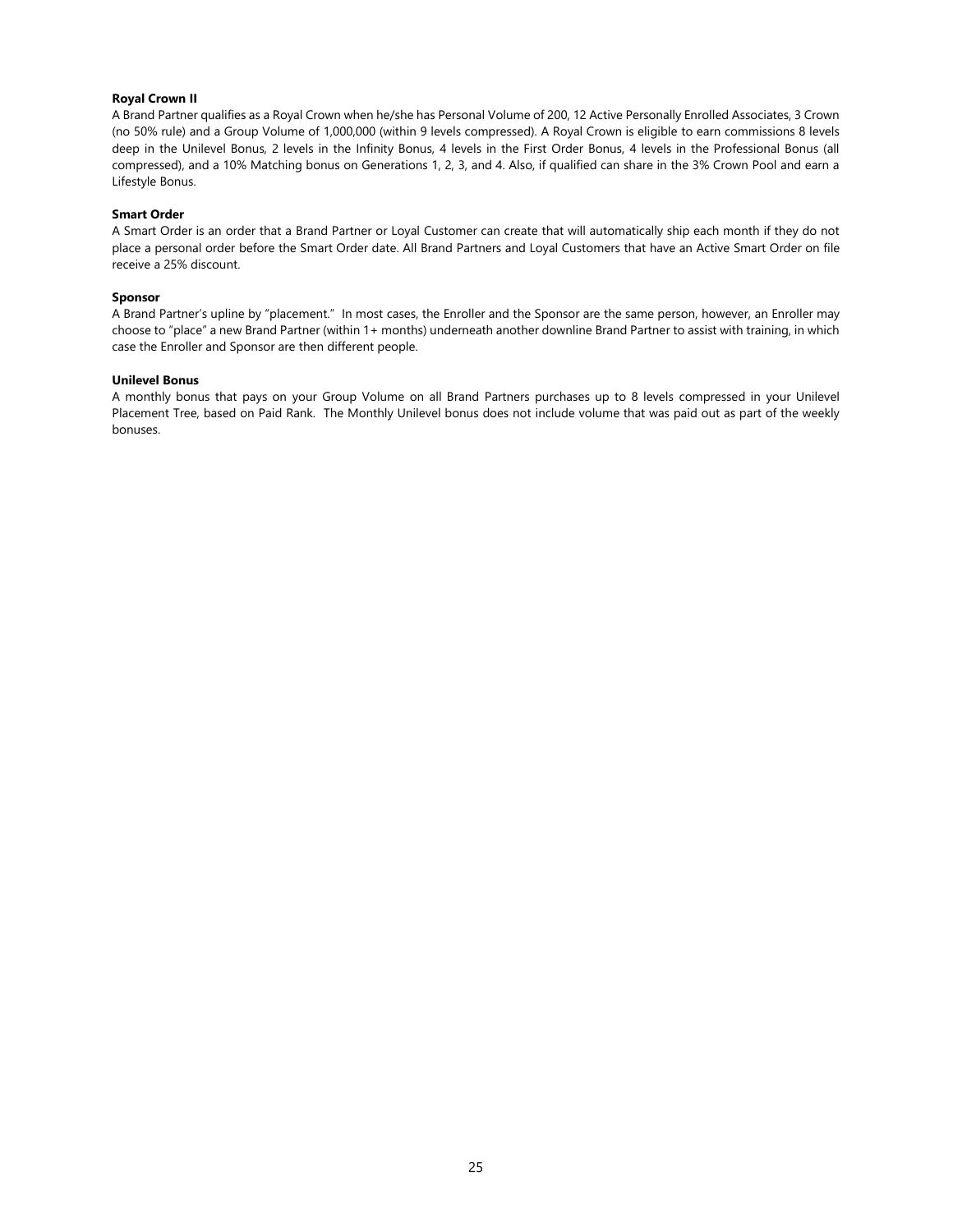**Royal Crown II**

A Brand Partner qualifies as a Royal Crown when he/she has Personal Volume of 200, 12 Active Personally Enrolled Associates, 3 Crown (no 50% rule) and a Group Volume of 1,000,000 (within 9 levels compressed). A Royal Crown is eligible to earn commissions 8 levels deep in the Unilevel Bonus, 2 levels in the Infinity Bonus, 4 levels in the First Order Bonus, 4 levels in the Professional Bonus (all compressed), and a 10% Matching bonus on Generations 1, 2, 3, and 4. Also, if qualified can share in the 3% Crown Pool and earn a Lifestyle Bonus.

**Smart Order**

A Smart Order is an order that a Brand Partner or Loyal Customer can create that will automatically ship each month if they do not place a personal order before the Smart Order date. All Brand Partners and Loyal Customers that have an Active Smart Order on file receive a 25% discount.

**Sponsor**

A Brand Partner's upline by "placement." In most cases, the Enroller and the Sponsor are the same person, however, an Enroller may choose to "place" a new Brand Partner (within 1+ months) underneath another downline Brand Partner to assist with training, in which case the Enroller and Sponsor are then different people.

**Unilevel Bonus**

A monthly bonus that pays on your Group Volume on all Brand Partners purchases up to 8 levels compressed in your Unilevel Placement Tree, based on Paid Rank. The Monthly Unilevel bonus does not include volume that was paid out as part of the weekly bonuses.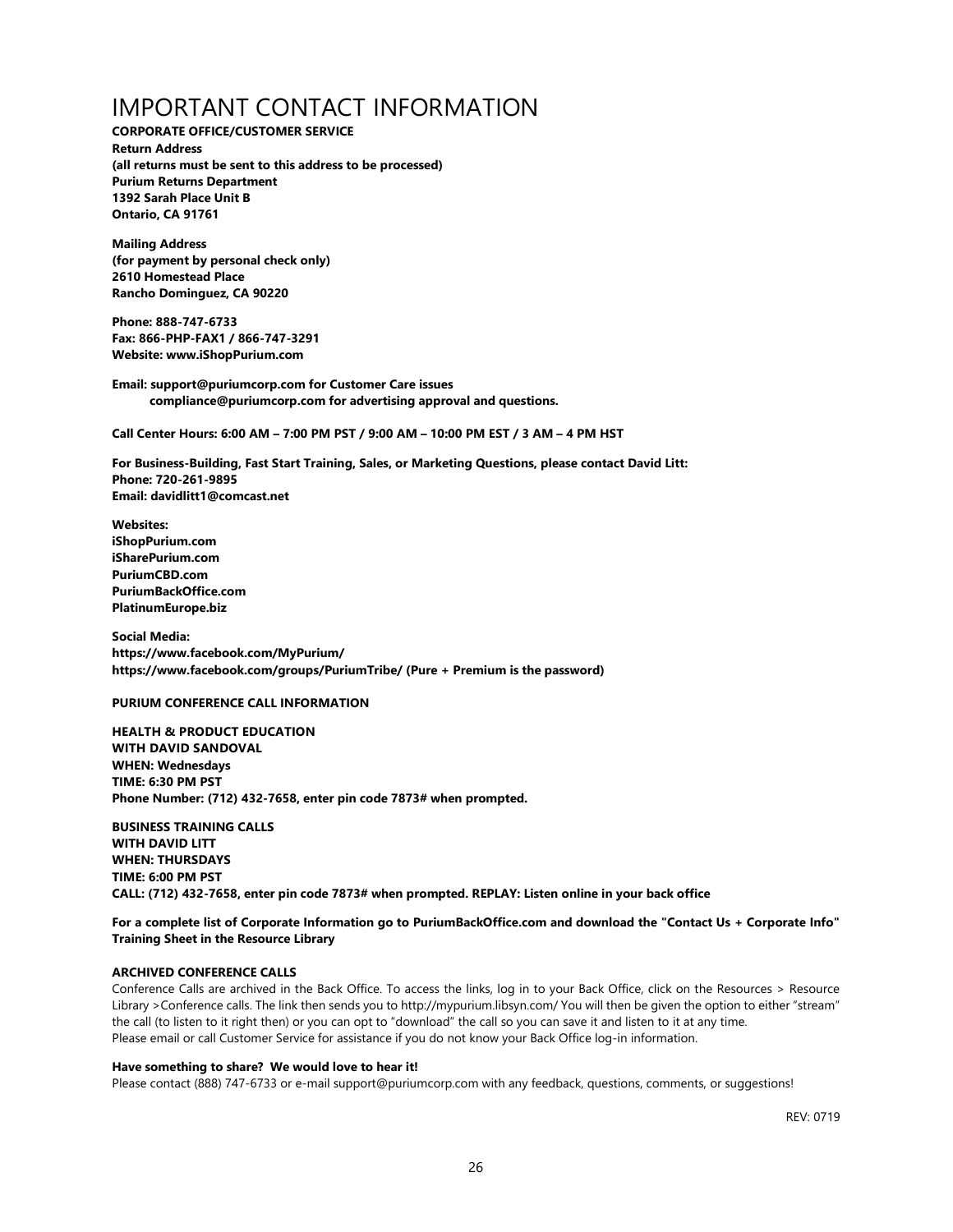# IMPORTANT CONTACT INFORMATION

**CORPORATE OFFICE/CUSTOMER SERVICE**
**Return Address**
**(all returns must be sent to this address to be processed)**
**Purium Returns Department**
**1392 Sarah Place Unit B**
**Ontario, CA 91761**

**Mailing Address**
**(for payment by personal check only)**
**2610 Homestead Place**
**Rancho Dominguez, CA 90220**

**Phone: 888-747-6733**
**Fax: 866-PHP-FAX1 / 866-747-3291**
**Website: www.iShopPurium.com**

**Email: support@puriumcorp.com for Customer Care issues**
**compliance@puriumcorp.com for advertising approval and questions.**

**Call Center Hours: 6:00 AM – 7:00 PM PST / 9:00 AM – 10:00 PM EST / 3 AM – 4 PM HST**

**For Business-Building, Fast Start Training, Sales, or Marketing Questions, please contact David Litt:**
**Phone: 720-261-9895**
**Email: davidlitt1@comcast.net**

**Websites:**
**iShopPurium.com**
**iSharePurium.com**
**PuriumCBD.com**
**PuriumBackOffice.com**
**PlatinumEurope.biz**

**Social Media:**
**https://www.facebook.com/MyPurium/**
**https://www.facebook.com/groups/PuriumTribe/ (Pure + Premium is the password)**

**PURIUM CONFERENCE CALL INFORMATION**

**HEALTH & PRODUCT EDUCATION**
**WITH DAVID SANDOVAL**
**WHEN: Wednesdays**
**TIME: 6:30 PM PST**
**Phone Number: (712) 432-7658, enter pin code 7873# when prompted.**

**BUSINESS TRAINING CALLS**
**WITH DAVID LITT**
**WHEN: THURSDAYS**
**TIME: 6:00 PM PST**
**CALL: (712) 432-7658, enter pin code 7873# when prompted. REPLAY: Listen online in your back office**

**For a complete list of Corporate Information go to PuriumBackOffice.com and download the "Contact Us + Corporate Info" Training Sheet in the Resource Library**

**ARCHIVED CONFERENCE CALLS**

Conference Calls are archived in the Back Office. To access the links, log in to your Back Office, click on the Resources > Resource Library >Conference calls. The link then sends you to http://mypurium.libsyn.com/ You will then be given the option to either "stream" the call (to listen to it right then) or you can opt to "download" the call so you can save it and listen to it at any time.
Please email or call Customer Service for assistance if you do not know your Back Office log-in information.

**Have something to share? We would love to hear it!**

Please contact (888) 747-6733 or e-mail support@puriumcorp.com with any feedback, questions, comments, or suggestions!

REV: 0719